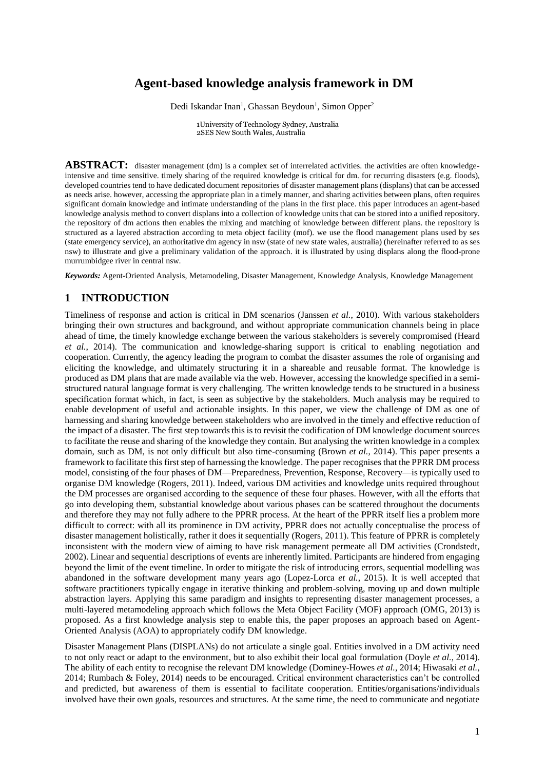# Agent-based knowledge analysis framework in DM

Dedi Iskandar Inan[1], Ghassan Beydoun[1], Simon Opper[2]

1University of Technology Sydney, Australia
2SES New South Wales, Australia

**ABSTRACT:** disaster management (dm) is a complex set of interrelated activities. the activities are often knowledge-intensive and time sensitive. timely sharing of the required knowledge is critical for dm. for recurring disasters (e.g. floods), developed countries tend to have dedicated document repositories of disaster management plans (displans) that can be accessed as needs arise. however, accessing the appropriate plan in a timely manner, and sharing activities between plans, often requires significant domain knowledge and intimate understanding of the plans in the first place. this paper introduces an agent-based knowledge analysis method to convert displans into a collection of knowledge units that can be stored into a unified repository. the repository of dm actions then enables the mixing and matching of knowledge between different plans. the repository is structured as a layered abstraction according to meta object facility (mof). we use the flood management plans used by ses (state emergency service), an authoritative dm agency in nsw (state of new state wales, australia) (hereinafter referred to as ses nsw) to illustrate and give a preliminary validation of the approach. it is illustrated by using displans along the flood-prone murrumbidgee river in central nsw.

***Keywords:*** Agent-Oriented Analysis, Metamodeling, Disaster Management, Knowledge Analysis, Knowledge Management

## 1 INTRODUCTION

Timeliness of response and action is critical in DM scenarios (Janssen *et al.*, 2010). With various stakeholders bringing their own structures and background, and without appropriate communication channels being in place ahead of time, the timely knowledge exchange between the various stakeholders is severely compromised (Heard *et al.*, 2014). The communication and knowledge-sharing support is critical to enabling negotiation and cooperation. Currently, the agency leading the program to combat the disaster assumes the role of organising and eliciting the knowledge, and ultimately structuring it in a shareable and reusable format. The knowledge is produced as DM plans that are made available via the web. However, accessing the knowledge specified in a semi-structured natural language format is very challenging. The written knowledge tends to be structured in a business specification format which, in fact, is seen as subjective by the stakeholders. Much analysis may be required to enable development of useful and actionable insights. In this paper, we view the challenge of DM as one of harnessing and sharing knowledge between stakeholders who are involved in the timely and effective reduction of the impact of a disaster. The first step towards this is to revisit the codification of DM knowledge document sources to facilitate the reuse and sharing of the knowledge they contain. But analysing the written knowledge in a complex domain, such as DM, is not only difficult but also time-consuming (Brown *et al.*, 2014). This paper presents a framework to facilitate this first step of harnessing the knowledge. The paper recognises that the PPRR DM process model, consisting of the four phases of DM—Preparedness, Prevention, Response, Recovery—is typically used to organise DM knowledge (Rogers, 2011). Indeed, various DM activities and knowledge units required throughout the DM processes are organised according to the sequence of these four phases. However, with all the efforts that go into developing them, substantial knowledge about various phases can be scattered throughout the documents and therefore they may not fully adhere to the PPRR process. At the heart of the PPRR itself lies a problem more difficult to correct: with all its prominence in DM activity, PPRR does not actually conceptualise the process of disaster management holistically, rather it does it sequentially (Rogers, 2011). This feature of PPRR is completely inconsistent with the modern view of aiming to have risk management permeate all DM activities (Crondstedt, 2002). Linear and sequential descriptions of events are inherently limited. Participants are hindered from engaging beyond the limit of the event timeline. In order to mitigate the risk of introducing errors, sequential modelling was abandoned in the software development many years ago (Lopez-Lorca *et al.*, 2015). It is well accepted that software practitioners typically engage in iterative thinking and problem-solving, moving up and down multiple abstraction layers. Applying this same paradigm and insights to representing disaster management processes, a multi-layered metamodeling approach which follows the Meta Object Facility (MOF) approach (OMG, 2013) is proposed. As a first knowledge analysis step to enable this, the paper proposes an approach based on Agent-Oriented Analysis (AOA) to appropriately codify DM knowledge.

Disaster Management Plans (DISPLANs) do not articulate a single goal. Entities involved in a DM activity need to not only react or adapt to the environment, but to also exhibit their local goal formulation (Doyle *et al.*, 2014). The ability of each entity to recognise the relevant DM knowledge (Dominey-Howes *et al.*, 2014; Hiwasaki *et al.*, 2014; Rumbach & Foley, 2014) needs to be encouraged. Critical environment characteristics can't be controlled and predicted, but awareness of them is essential to facilitate cooperation. Entities/organisations/individuals involved have their own goals, resources and structures. At the same time, the need to communicate and negotiate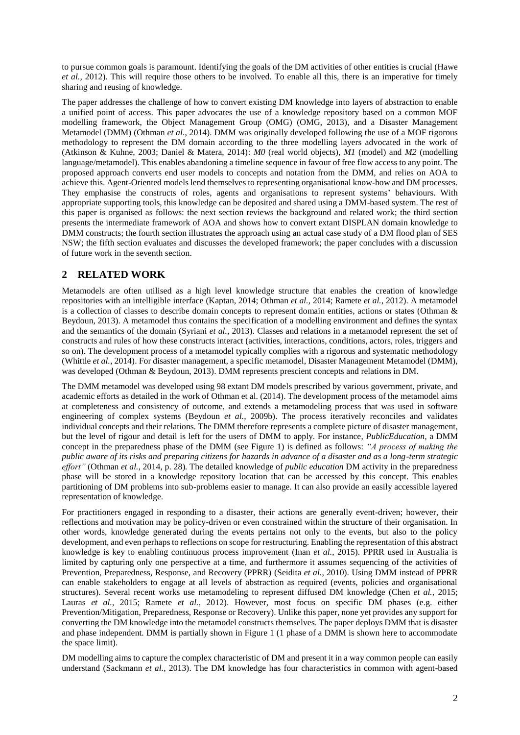to pursue common goals is paramount. Identifying the goals of the DM activities of other entities is crucial (Hawe *et al.*, 2012). This will require those others to be involved. To enable all this, there is an imperative for timely sharing and reusing of knowledge.

The paper addresses the challenge of how to convert existing DM knowledge into layers of abstraction to enable a unified point of access. This paper advocates the use of a knowledge repository based on a common MOF modelling framework, the Object Management Group (OMG) (OMG, 2013), and a Disaster Management Metamodel (DMM) (Othman *et al.*, 2014). DMM was originally developed following the use of a MOF rigorous methodology to represent the DM domain according to the three modelling layers advocated in the work of (Atkinson & Kuhne, 2003; Daniel & Matera, 2014): *M0* (real world objects), *M1* (model) and *M2* (modelling language/metamodel). This enables abandoning a timeline sequence in favour of free flow access to any point. The proposed approach converts end user models to concepts and notation from the DMM, and relies on AOA to achieve this. Agent-Oriented models lend themselves to representing organisational know-how and DM processes. They emphasise the constructs of roles, agents and organisations to represent systems' behaviours. With appropriate supporting tools, this knowledge can be deposited and shared using a DMM-based system. The rest of this paper is organised as follows: the next section reviews the background and related work; the third section presents the intermediate framework of AOA and shows how to convert extant DISPLAN domain knowledge to DMM constructs; the fourth section illustrates the approach using an actual case study of a DM flood plan of SES NSW; the fifth section evaluates and discusses the developed framework; the paper concludes with a discussion of future work in the seventh section.

## 2 RELATED WORK

Metamodels are often utilised as a high level knowledge structure that enables the creation of knowledge repositories with an intelligible interface (Kaptan, 2014; Othman *et al.*, 2014; Ramete *et al.*, 2012). A metamodel is a collection of classes to describe domain concepts to represent domain entities, actions or states (Othman & Beydoun, 2013). A metamodel thus contains the specification of a modelling environment and defines the syntax and the semantics of the domain (Syriani *et al.*, 2013). Classes and relations in a metamodel represent the set of constructs and rules of how these constructs interact (activities, interactions, conditions, actors, roles, triggers and so on). The development process of a metamodel typically complies with a rigorous and systematic methodology (Whittle *et al.*, 2014). For disaster management, a specific metamodel, Disaster Management Metamodel (DMM), was developed (Othman & Beydoun, 2013). DMM represents prescient concepts and relations in DM.

The DMM metamodel was developed using 98 extant DM models prescribed by various government, private, and academic efforts as detailed in the work of Othman et al. (2014). The development process of the metamodel aims at completeness and consistency of outcome, and extends a metamodeling process that was used in software engineering of complex systems (Beydoun *et al.*, 2009b). The process iteratively reconciles and validates individual concepts and their relations. The DMM therefore represents a complete picture of disaster management, but the level of rigour and detail is left for the users of DMM to apply. For instance, *PublicEducation*, a DMM concept in the preparedness phase of the DMM (see Figure 1) is defined as follows: *"A process of making the public aware of its risks and preparing citizens for hazards in advance of a disaster and as a long-term strategic effort"* (Othman *et al.*, 2014, p. 28)*.* The detailed knowledge of *public education* DM activity in the preparedness phase will be stored in a knowledge repository location that can be accessed by this concept. This enables partitioning of DM problems into sub-problems easier to manage. It can also provide an easily accessible layered representation of knowledge.

For practitioners engaged in responding to a disaster, their actions are generally event-driven; however, their reflections and motivation may be policy-driven or even constrained within the structure of their organisation. In other words, knowledge generated during the events pertains not only to the events, but also to the policy development, and even perhaps to reflections on scope for restructuring. Enabling the representation of this abstract knowledge is key to enabling continuous process improvement (Inan *et al.*, 2015). PPRR used in Australia is limited by capturing only one perspective at a time, and furthermore it assumes sequencing of the activities of Prevention, Preparedness, Response, and Recovery (PPRR) (Seidita *et al.*, 2010). Using DMM instead of PPRR can enable stakeholders to engage at all levels of abstraction as required (events, policies and organisational structures). Several recent works use metamodeling to represent diffused DM knowledge (Chen *et al.*, 2015; Lauras *et al.*, 2015; Ramete *et al.*, 2012). However, most focus on specific DM phases (e.g. either Prevention/Mitigation, Preparedness, Response or Recovery). Unlike this paper, none yet provides any support for converting the DM knowledge into the metamodel constructs themselves. The paper deploys DMM that is disaster and phase independent. DMM is partially shown in Figure 1 (1 phase of a DMM is shown here to accommodate the space limit).

DM modelling aims to capture the complex characteristic of DM and present it in a way common people can easily understand (Sackmann *et al.*, 2013). The DM knowledge has four characteristics in common with agent-based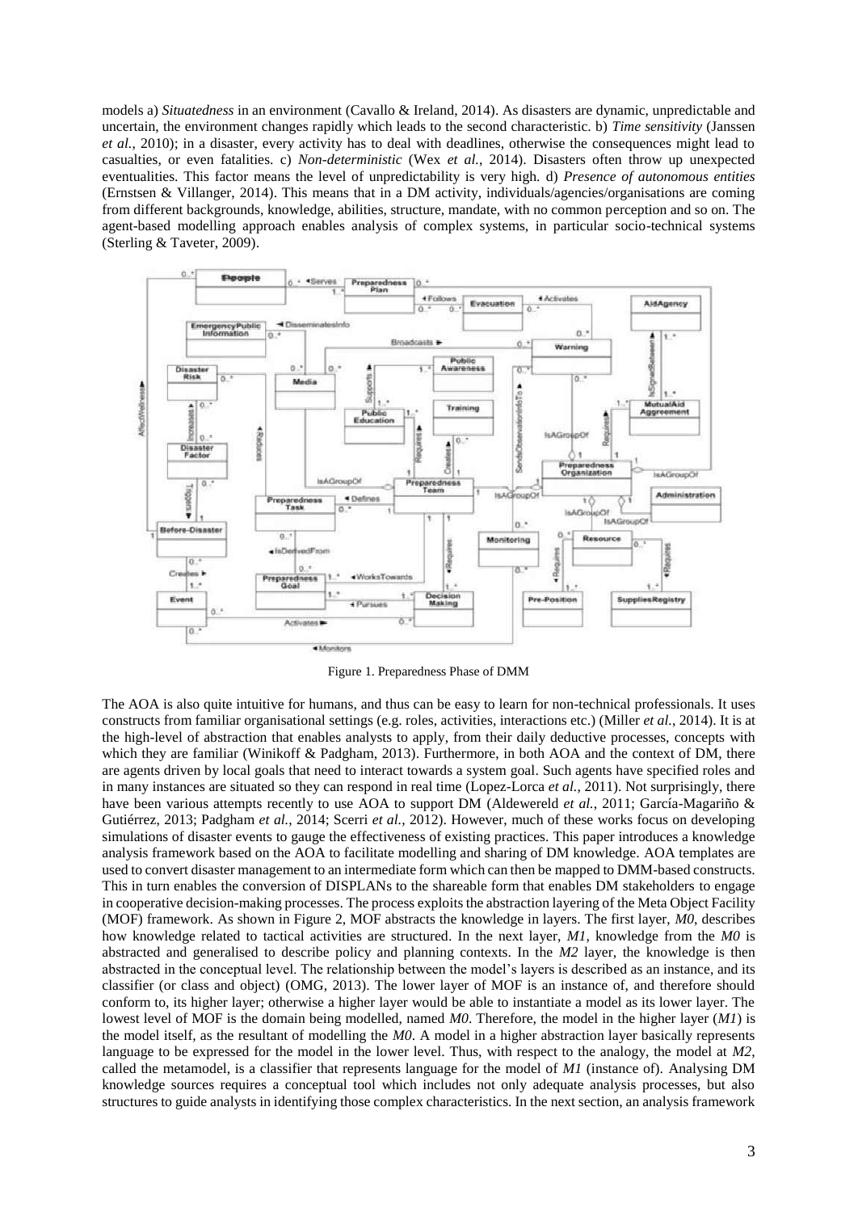models a) *Situatedness* in an environment (Cavallo & Ireland, 2014). As disasters are dynamic, unpredictable and uncertain, the environment changes rapidly which leads to the second characteristic. b) *Time sensitivity* (Janssen *et al.*, 2010); in a disaster, every activity has to deal with deadlines, otherwise the consequences might lead to casualties, or even fatalities. c) *Non-deterministic* (Wex *et al.*, 2014). Disasters often throw up unexpected eventualities. This factor means the level of unpredictability is very high. d) *Presence of autonomous entities* (Ernstsen & Villanger, 2014). This means that in a DM activity, individuals/agencies/organisations are coming from different backgrounds, knowledge, abilities, structure, mandate, with no common perception and so on. The agent-based modelling approach enables analysis of complex systems, in particular socio-technical systems (Sterling & Taveter, 2009).

Figure 1. Preparedness Phase of DMM

The AOA is also quite intuitive for humans, and thus can be easy to learn for non-technical professionals. It uses constructs from familiar organisational settings (e.g. roles, activities, interactions etc.) (Miller *et al.*, 2014). It is at the high-level of abstraction that enables analysts to apply, from their daily deductive processes, concepts with which they are familiar (Winikoff & Padgham, 2013). Furthermore, in both AOA and the context of DM, there are agents driven by local goals that need to interact towards a system goal. Such agents have specified roles and in many instances are situated so they can respond in real time (Lopez-Lorca *et al.*, 2011). Not surprisingly, there have been various attempts recently to use AOA to support DM (Aldewereld *et al.*, 2011; García-Magariño & Gutiérrez, 2013; Padgham *et al.*, 2014; Scerri *et al.*, 2012). However, much of these works focus on developing simulations of disaster events to gauge the effectiveness of existing practices. This paper introduces a knowledge analysis framework based on the AOA to facilitate modelling and sharing of DM knowledge. AOA templates are used to convert disaster management to an intermediate form which can then be mapped to DMM-based constructs. This in turn enables the conversion of DISPLANs to the shareable form that enables DM stakeholders to engage in cooperative decision-making processes. The process exploits the abstraction layering of the Meta Object Facility (MOF) framework. As shown in Figure 2, MOF abstracts the knowledge in layers. The first layer, *M0*, describes how knowledge related to tactical activities are structured. In the next layer, *M1*, knowledge from the *M0* is abstracted and generalised to describe policy and planning contexts. In the *M2* layer, the knowledge is then abstracted in the conceptual level. The relationship between the model's layers is described as an instance, and its classifier (or class and object) (OMG, 2013). The lower layer of MOF is an instance of, and therefore should conform to, its higher layer; otherwise a higher layer would be able to instantiate a model as its lower layer. The lowest level of MOF is the domain being modelled, named *M0*. Therefore, the model in the higher layer (*M1*) is the model itself, as the resultant of modelling the *M0*. A model in a higher abstraction layer basically represents language to be expressed for the model in the lower level. Thus, with respect to the analogy, the model at *M2*, called the metamodel, is a classifier that represents language for the model of *M1* (instance of). Analysing DM knowledge sources requires a conceptual tool which includes not only adequate analysis processes, but also structures to guide analysts in identifying those complex characteristics. In the next section, an analysis framework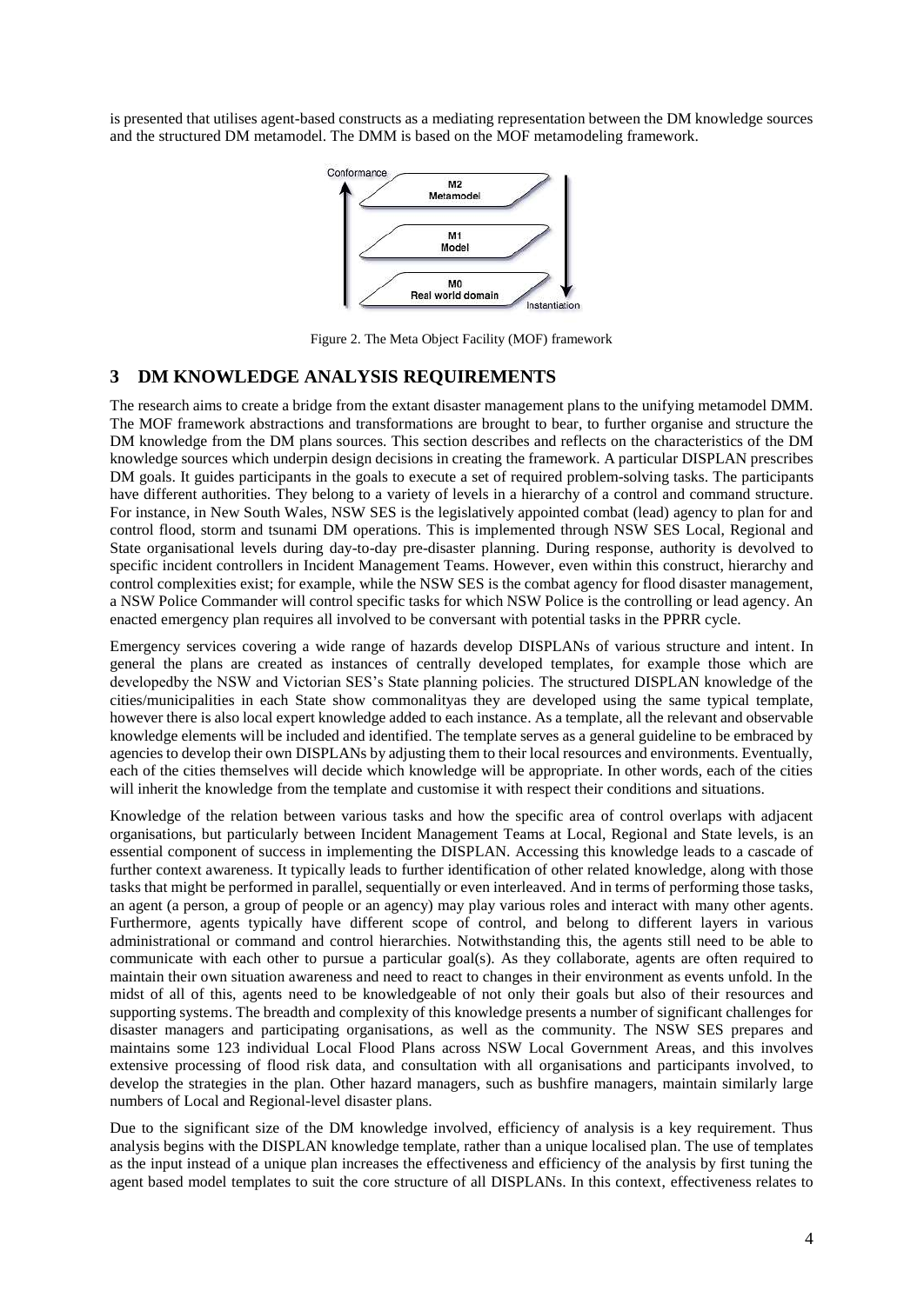is presented that utilises agent-based constructs as a mediating representation between the DM knowledge sources and the structured DM metamodel. The DMM is based on the MOF metamodeling framework.

Conformance

M2
Metamodel

M1
Model

M0
Real world domain

Instantiation

Figure 2. The Meta Object Facility (MOF) framework

## 3 DM KNOWLEDGE ANALYSIS REQUIREMENTS

The research aims to create a bridge from the extant disaster management plans to the unifying metamodel DMM. The MOF framework abstractions and transformations are brought to bear, to further organise and structure the DM knowledge from the DM plans sources. This section describes and reflects on the characteristics of the DM knowledge sources which underpin design decisions in creating the framework. A particular DISPLAN prescribes DM goals. It guides participants in the goals to execute a set of required problem-solving tasks. The participants have different authorities. They belong to a variety of levels in a hierarchy of a control and command structure. For instance, in New South Wales, NSW SES is the legislatively appointed combat (lead) agency to plan for and control flood, storm and tsunami DM operations. This is implemented through NSW SES Local, Regional and State organisational levels during day-to-day pre-disaster planning. During response, authority is devolved to specific incident controllers in Incident Management Teams. However, even within this construct, hierarchy and control complexities exist; for example, while the NSW SES is the combat agency for flood disaster management, a NSW Police Commander will control specific tasks for which NSW Police is the controlling or lead agency. An enacted emergency plan requires all involved to be conversant with potential tasks in the PPRR cycle.

Emergency services covering a wide range of hazards develop DISPLANs of various structure and intent. In general the plans are created as instances of centrally developed templates, for example those which are developedby the NSW and Victorian SES's State planning policies. The structured DISPLAN knowledge of the cities/municipalities in each State show commonalityas they are developed using the same typical template, however there is also local expert knowledge added to each instance. As a template, all the relevant and observable knowledge elements will be included and identified. The template serves as a general guideline to be embraced by agencies to develop their own DISPLANs by adjusting them to their local resources and environments. Eventually, each of the cities themselves will decide which knowledge will be appropriate. In other words, each of the cities will inherit the knowledge from the template and customise it with respect their conditions and situations.

Knowledge of the relation between various tasks and how the specific area of control overlaps with adjacent organisations, but particularly between Incident Management Teams at Local, Regional and State levels, is an essential component of success in implementing the DISPLAN. Accessing this knowledge leads to a cascade of further context awareness. It typically leads to further identification of other related knowledge, along with those tasks that might be performed in parallel, sequentially or even interleaved. And in terms of performing those tasks, an agent (a person, a group of people or an agency) may play various roles and interact with many other agents. Furthermore, agents typically have different scope of control, and belong to different layers in various administrational or command and control hierarchies. Notwithstanding this, the agents still need to be able to communicate with each other to pursue a particular goal(s). As they collaborate, agents are often required to maintain their own situation awareness and need to react to changes in their environment as events unfold. In the midst of all of this, agents need to be knowledgeable of not only their goals but also of their resources and supporting systems. The breadth and complexity of this knowledge presents a number of significant challenges for disaster managers and participating organisations, as well as the community. The NSW SES prepares and maintains some 123 individual Local Flood Plans across NSW Local Government Areas, and this involves extensive processing of flood risk data, and consultation with all organisations and participants involved, to develop the strategies in the plan. Other hazard managers, such as bushfire managers, maintain similarly large numbers of Local and Regional-level disaster plans.

Due to the significant size of the DM knowledge involved, efficiency of analysis is a key requirement. Thus analysis begins with the DISPLAN knowledge template, rather than a unique localised plan. The use of templates as the input instead of a unique plan increases the effectiveness and efficiency of the analysis by first tuning the agent based model templates to suit the core structure of all DISPLANs. In this context, effectiveness relates to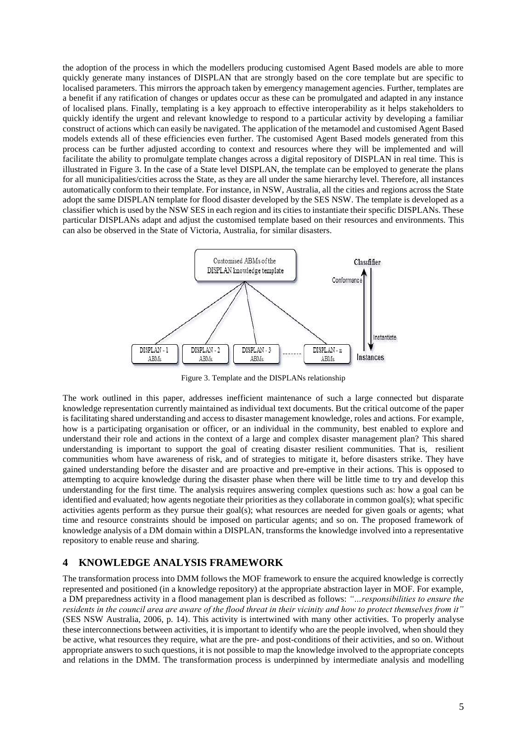the adoption of the process in which the modellers producing customised Agent Based models are able to more quickly generate many instances of DISPLAN that are strongly based on the core template but are specific to localised parameters. This mirrors the approach taken by emergency management agencies. Further, templates are a benefit if any ratification of changes or updates occur as these can be promulgated and adapted in any instance of localised plans. Finally, templating is a key approach to effective interoperability as it helps stakeholders to quickly identify the urgent and relevant knowledge to respond to a particular activity by developing a familiar construct of actions which can easily be navigated. The application of the metamodel and customised Agent Based models extends all of these efficiencies even further. The customised Agent Based models generated from this process can be further adjusted according to context and resources where they will be implemented and will facilitate the ability to promulgate template changes across a digital repository of DISPLAN in real time. This is illustrated in Figure 3. In the case of a State level DISPLAN, the template can be employed to generate the plans for all municipalities/cities across the State, as they are all under the same hierarchy level. Therefore, all instances automatically conform to their template. For instance, in NSW, Australia, all the cities and regions across the State adopt the same DISPLAN template for flood disaster developed by the SES NSW. The template is developed as a classifier which is used by the NSW SES in each region and its cities to instantiate their specific DISPLANs. These particular DISPLANs adapt and adjust the customised template based on their resources and environments. This can also be observed in the State of Victoria, Australia, for similar disasters.

Figure 3. Template and the DISPLANs relationship

The work outlined in this paper, addresses inefficient maintenance of such a large connected but disparate knowledge representation currently maintained as individual text documents. But the critical outcome of the paper is facilitating shared understanding and access to disaster management knowledge, roles and actions. For example, how is a participating organisation or officer, or an individual in the community, best enabled to explore and understand their role and actions in the context of a large and complex disaster management plan? This shared understanding is important to support the goal of creating disaster resilient communities. That is, resilient communities whom have awareness of risk, and of strategies to mitigate it, before disasters strike. They have gained understanding before the disaster and are proactive and pre-emptive in their actions. This is opposed to attempting to acquire knowledge during the disaster phase when there will be little time to try and develop this understanding for the first time. The analysis requires answering complex questions such as: how a goal can be identified and evaluated; how agents negotiate their priorities as they collaborate in common goal(s); what specific activities agents perform as they pursue their goal(s); what resources are needed for given goals or agents; what time and resource constraints should be imposed on particular agents; and so on. The proposed framework of knowledge analysis of a DM domain within a DISPLAN, transforms the knowledge involved into a representative repository to enable reuse and sharing.

## 4 KNOWLEDGE ANALYSIS FRAMEWORK

The transformation process into DMM follows the MOF framework to ensure the acquired knowledge is correctly represented and positioned (in a knowledge repository) at the appropriate abstraction layer in MOF. For example, a DM preparedness activity in a flood management plan is described as follows: *"…responsibilities to ensure the residents in the council area are aware of the flood threat in their vicinity and how to protect themselves from it"* (SES NSW Australia, 2006, p. 14). This activity is intertwined with many other activities. To properly analyse these interconnections between activities, it is important to identify who are the people involved, when should they be active, what resources they require, what are the pre- and post-conditions of their activities, and so on. Without appropriate answers to such questions, it is not possible to map the knowledge involved to the appropriate concepts and relations in the DMM. The transformation process is underpinned by intermediate analysis and modelling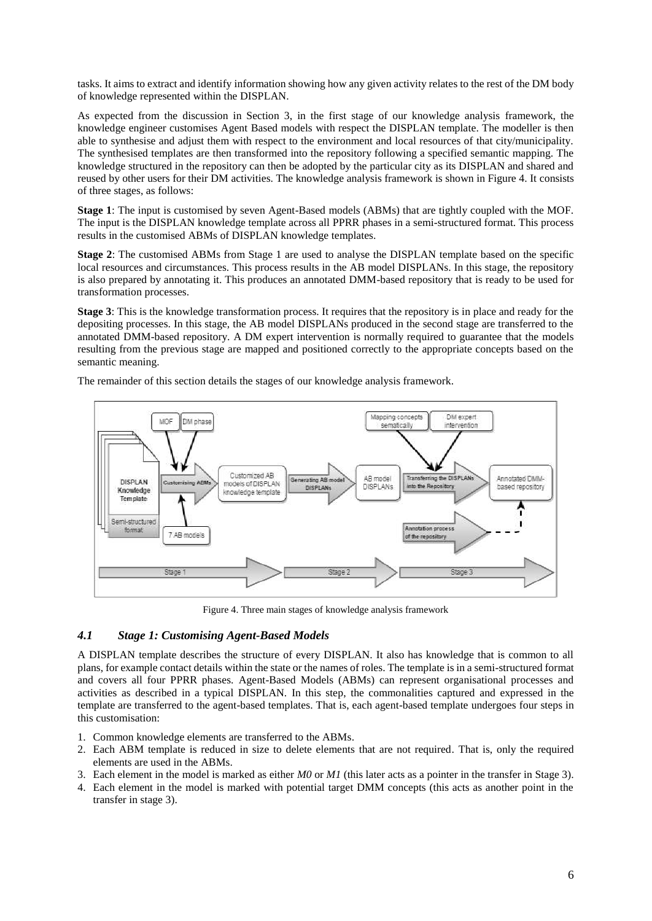tasks. It aims to extract and identify information showing how any given activity relates to the rest of the DM body of knowledge represented within the DISPLAN.

As expected from the discussion in Section 3, in the first stage of our knowledge analysis framework, the knowledge engineer customises Agent Based models with respect the DISPLAN template. The modeller is then able to synthesise and adjust them with respect to the environment and local resources of that city/municipality. The synthesised templates are then transformed into the repository following a specified semantic mapping. The knowledge structured in the repository can then be adopted by the particular city as its DISPLAN and shared and reused by other users for their DM activities. The knowledge analysis framework is shown in Figure 4. It consists of three stages, as follows:

**Stage 1**: The input is customised by seven Agent-Based models (ABMs) that are tightly coupled with the MOF. The input is the DISPLAN knowledge template across all PPRR phases in a semi-structured format. This process results in the customised ABMs of DISPLAN knowledge templates.

**Stage 2**: The customised ABMs from Stage 1 are used to analyse the DISPLAN template based on the specific local resources and circumstances. This process results in the AB model DISPLANs. In this stage, the repository is also prepared by annotating it. This produces an annotated DMM-based repository that is ready to be used for transformation processes.

**Stage 3**: This is the knowledge transformation process. It requires that the repository is in place and ready for the depositing processes. In this stage, the AB model DISPLANs produced in the second stage are transferred to the annotated DMM-based repository. A DM expert intervention is normally required to guarantee that the models resulting from the previous stage are mapped and positioned correctly to the appropriate concepts based on the semantic meaning.

The remainder of this section details the stages of our knowledge analysis framework.

Figure 4. Three main stages of knowledge analysis framework

### *4.1 Stage 1: Customising Agent-Based Models*

A DISPLAN template describes the structure of every DISPLAN. It also has knowledge that is common to all plans, for example contact details within the state or the names of roles. The template is in a semi-structured format and covers all four PPRR phases. Agent-Based Models (ABMs) can represent organisational processes and activities as described in a typical DISPLAN. In this step, the commonalities captured and expressed in the template are transferred to the agent-based templates. That is, each agent-based template undergoes four steps in this customisation:

1. Common knowledge elements are transferred to the ABMs.
2. Each ABM template is reduced in size to delete elements that are not required. That is, only the required elements are used in the ABMs.
3. Each element in the model is marked as either *M0* or *M1* (this later acts as a pointer in the transfer in Stage 3).
4. Each element in the model is marked with potential target DMM concepts (this acts as another point in the transfer in stage 3).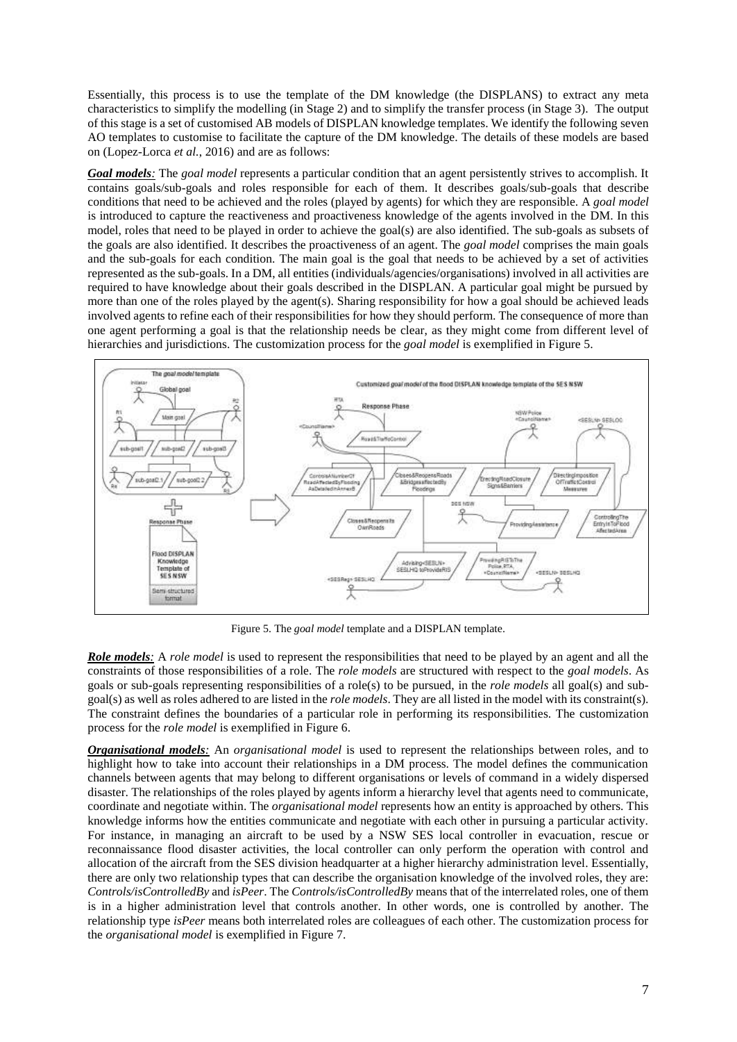Essentially, this process is to use the template of the DM knowledge (the DISPLANS) to extract any meta characteristics to simplify the modelling (in Stage 2) and to simplify the transfer process (in Stage 3). The output of this stage is a set of customised AB models of DISPLAN knowledge templates. We identify the following seven AO templates to customise to facilitate the capture of the DM knowledge. The details of these models are based on (Lopez-Lorca *et al.*, 2016) and are as follows:

***Goal models:*** The *goal model* represents a particular condition that an agent persistently strives to accomplish. It contains goals/sub-goals and roles responsible for each of them. It describes goals/sub-goals that describe conditions that need to be achieved and the roles (played by agents) for which they are responsible. A *goal model* is introduced to capture the reactiveness and proactiveness knowledge of the agents involved in the DM. In this model, roles that need to be played in order to achieve the goal(s) are also identified. The sub-goals as subsets of the goals are also identified. It describes the proactiveness of an agent. The *goal model* comprises the main goals and the sub-goals for each condition. The main goal is the goal that needs to be achieved by a set of activities represented as the sub-goals. In a DM, all entities (individuals/agencies/organisations) involved in all activities are required to have knowledge about their goals described in the DISPLAN. A particular goal might be pursued by more than one of the roles played by the agent(s). Sharing responsibility for how a goal should be achieved leads involved agents to refine each of their responsibilities for how they should perform. The consequence of more than one agent performing a goal is that the relationship needs be clear, as they might come from different level of hierarchies and jurisdictions. The customization process for the *goal model* is exemplified in Figure 5.

Figure 5. The *goal model* template and a DISPLAN template.

***Role models:*** A *role model* is used to represent the responsibilities that need to be played by an agent and all the constraints of those responsibilities of a role. The *role models* are structured with respect to the *goal models*. As goals or sub-goals representing responsibilities of a role(s) to be pursued, in the *role models* all goal(s) and sub-goal(s) as well as roles adhered to are listed in the *role models*. They are all listed in the model with its constraint(s). The constraint defines the boundaries of a particular role in performing its responsibilities. The customization process for the *role model* is exemplified in Figure 6.

***Organisational models:*** An *organisational model* is used to represent the relationships between roles, and to highlight how to take into account their relationships in a DM process. The model defines the communication channels between agents that may belong to different organisations or levels of command in a widely dispersed disaster. The relationships of the roles played by agents inform a hierarchy level that agents need to communicate, coordinate and negotiate within. The *organisational model* represents how an entity is approached by others. This knowledge informs how the entities communicate and negotiate with each other in pursuing a particular activity. For instance, in managing an aircraft to be used by a NSW SES local controller in evacuation, rescue or reconnaissance flood disaster activities, the local controller can only perform the operation with control and allocation of the aircraft from the SES division headquarter at a higher hierarchy administration level. Essentially, there are only two relationship types that can describe the organisation knowledge of the involved roles, they are: *Controls/isControlledBy* and *isPeer*. The *Controls/isControlledBy* means that of the interrelated roles, one of them is in a higher administration level that controls another. In other words, one is controlled by another. The relationship type *isPeer* means both interrelated roles are colleagues of each other. The customization process for the *organisational model* is exemplified in Figure 7.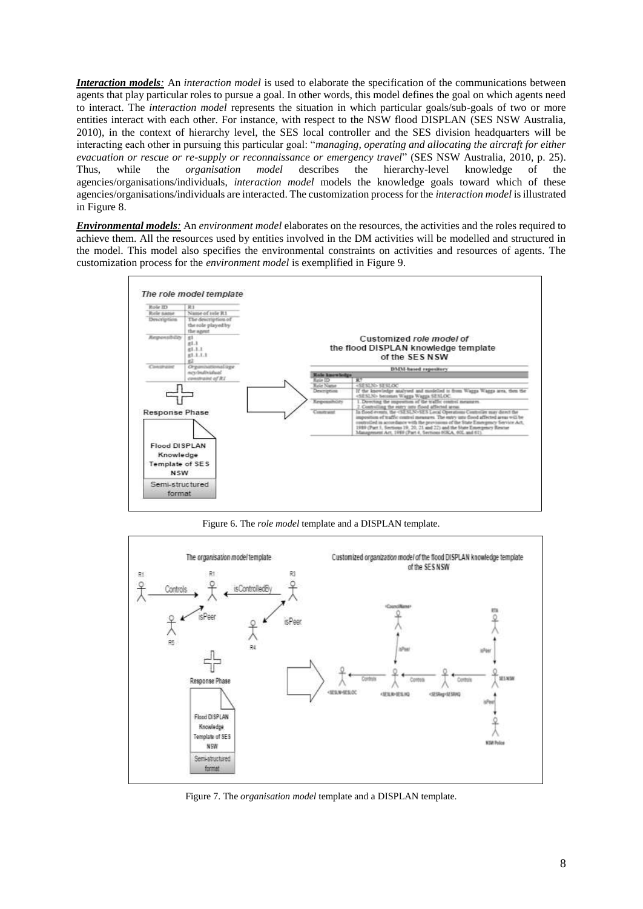***Interaction models**:* An *interaction model* is used to elaborate the specification of the communications between agents that play particular roles to pursue a goal. In other words, this model defines the goal on which agents need to interact. The *interaction model* represents the situation in which particular goals/sub-goals of two or more entities interact with each other. For instance, with respect to the NSW flood DISPLAN (SES NSW Australia, 2010), in the context of hierarchy level, the SES local controller and the SES division headquarters will be interacting each other in pursuing this particular goal: "*managing, operating and allocating the aircraft for either evacuation or rescue or re-supply or reconnaissance or emergency travel*" (SES NSW Australia, 2010, p. 25). Thus, while the *organisation model* describes the hierarchy-level knowledge of the agencies/organisations/individuals, *interaction model* models the knowledge goals toward which of these agencies/organisations/individuals are interacted. The customization process for the *interaction model* is illustrated in Figure 8.

***Environmental models**:* An *environment model* elaborates on the resources, the activities and the roles required to achieve them. All the resources used by entities involved in the DM activities will be modelled and structured in the model. This model also specifies the environmental constraints on activities and resources of agents. The customization process for the *environment model* is exemplified in Figure 9.

Figure 6. The *role model* template and a DISPLAN template.

Figure 7. The *organisation model* template and a DISPLAN template.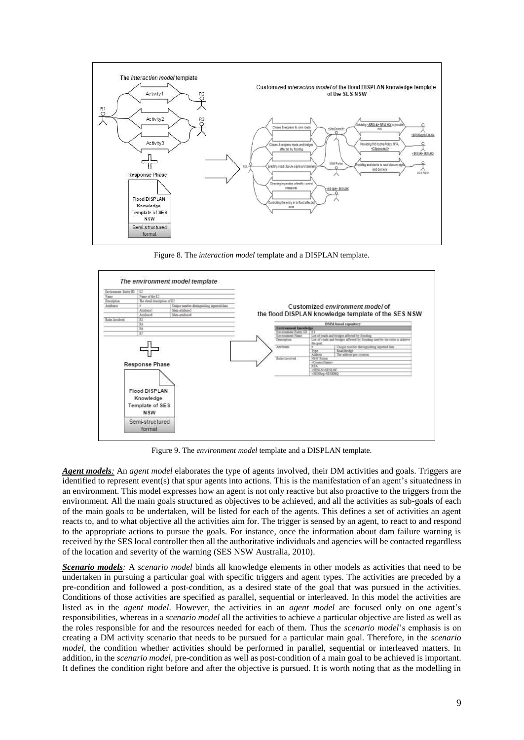Figure 8. The *interaction model* template and a DISPLAN template.

Figure 9. The *environment model* template and a DISPLAN template.

***Agent models**:* An *agent model* elaborates the type of agents involved, their DM activities and goals. Triggers are identified to represent event(s) that spur agents into actions. This is the manifestation of an agent's situatedness in an environment. This model expresses how an agent is not only reactive but also proactive to the triggers from the environment. All the main goals structured as objectives to be achieved, and all the activities as sub-goals of each of the main goals to be undertaken, will be listed for each of the agents. This defines a set of activities an agent reacts to, and to what objective all the activities aim for. The trigger is sensed by an agent, to react to and respond to the appropriate actions to pursue the goals. For instance, once the information about dam failure warning is received by the SES local controller then all the authoritative individuals and agencies will be contacted regardless of the location and severity of the warning (SES NSW Australia, 2010).

***Scenario models**:* A *scenario model* binds all knowledge elements in other models as activities that need to be undertaken in pursuing a particular goal with specific triggers and agent types. The activities are preceded by a pre-condition and followed a post-condition, as a desired state of the goal that was pursued in the activities. Conditions of those activities are specified as parallel, sequential or interleaved. In this model the activities are listed as in the *agent model*. However, the activities in an *agent model* are focused only on one agent's responsibilities, whereas in a *scenario model* all the activities to achieve a particular objective are listed as well as the roles responsible for and the resources needed for each of them. Thus the *scenario model*'s emphasis is on creating a DM activity scenario that needs to be pursued for a particular main goal. Therefore, in the *scenario model*, the condition whether activities should be performed in parallel, sequential or interleaved matters. In addition, in the *scenario model*, pre-condition as well as post-condition of a main goal to be achieved is important. It defines the condition right before and after the objective is pursued. It is worth noting that as the modelling in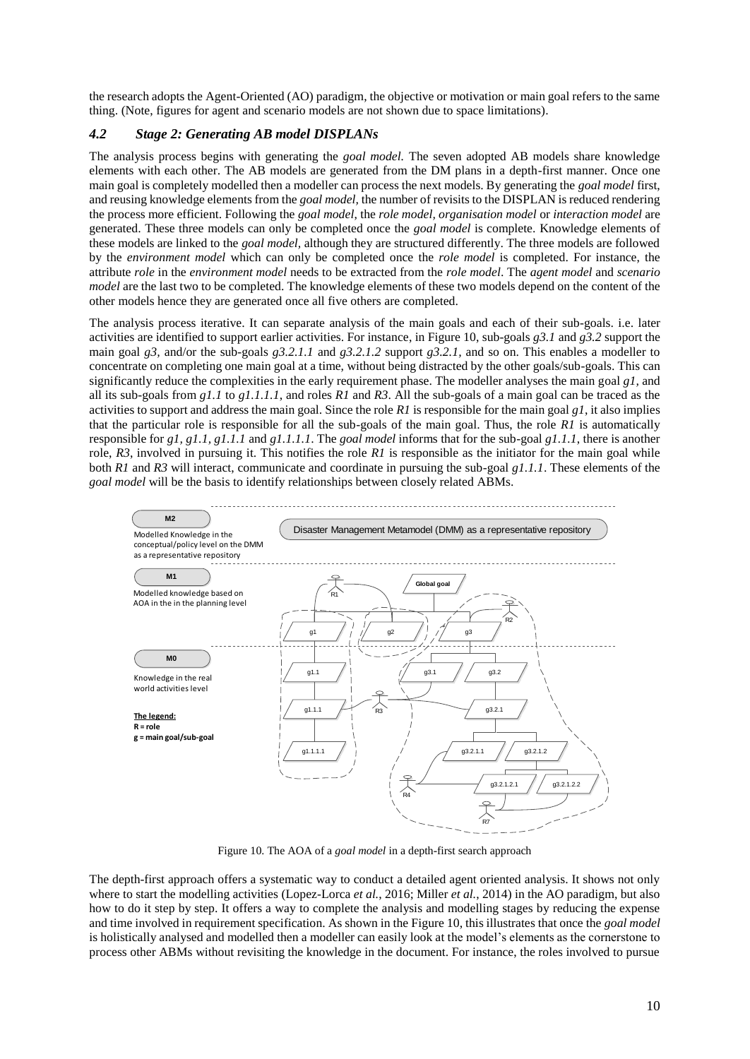the research adopts the Agent-Oriented (AO) paradigm, the objective or motivation or main goal refers to the same thing. (Note, figures for agent and scenario models are not shown due to space limitations).

### *4.2 Stage 2: Generating AB model DISPLANs*

The analysis process begins with generating the *goal model.* The seven adopted AB models share knowledge elements with each other. The AB models are generated from the DM plans in a depth-first manner. Once one main goal is completely modelled then a modeller can process the next models. By generating the *goal model* first, and reusing knowledge elements from the *goal model,* the number of revisits to the DISPLAN is reduced rendering the process more efficient. Following the *goal model*, the *role model, organisation model* or *interaction model* are generated. These three models can only be completed once the *goal model* is complete. Knowledge elements of these models are linked to the *goal model*, although they are structured differently. The three models are followed by the *environment model* which can only be completed once the *role model* is completed. For instance, the attribute *role* in the *environment model* needs to be extracted from the *role model*. The *agent model* and *scenario model* are the last two to be completed. The knowledge elements of these two models depend on the content of the other models hence they are generated once all five others are completed.

The analysis process iterative. It can separate analysis of the main goals and each of their sub-goals. i.e. later activities are identified to support earlier activities. For instance, in Figure 10, sub-goals *g3.1* and *g3.2* support the main goal *g3*, and/or the sub-goals *g3.2.1.1* and *g3.2.1.2* support *g3.2.1*, and so on. This enables a modeller to concentrate on completing one main goal at a time, without being distracted by the other goals/sub-goals. This can significantly reduce the complexities in the early requirement phase. The modeller analyses the main goal *g1,* and all its sub-goals from *g1.1* to *g1.1.1.1*, and roles *R1* and *R3*. All the sub-goals of a main goal can be traced as the activities to support and address the main goal. Since the role *R1* is responsible for the main goal *g1*, it also implies that the particular role is responsible for all the sub-goals of the main goal. Thus, the role *R1* is automatically responsible for *g1, g1.1, g1.1.1* and *g1.1.1.1*. The *goal model* informs that for the sub-goal *g1.1.1*, there is another role, *R3*, involved in pursuing it. This notifies the role *R1* is responsible as the initiator for the main goal while both *R1* and *R3* will interact, communicate and coordinate in pursuing the sub-goal *g1.1.1*. These elements of the *goal model* will be the basis to identify relationships between closely related ABMs.

Figure 10. The AOA of a *goal model* in a depth-first search approach

The depth-first approach offers a systematic way to conduct a detailed agent oriented analysis. It shows not only where to start the modelling activities (Lopez-Lorca *et al.*, 2016; Miller *et al.*, 2014) in the AO paradigm, but also how to do it step by step. It offers a way to complete the analysis and modelling stages by reducing the expense and time involved in requirement specification. As shown in the Figure 10, this illustrates that once the *goal model* is holistically analysed and modelled then a modeller can easily look at the model's elements as the cornerstone to process other ABMs without revisiting the knowledge in the document. For instance, the roles involved to pursue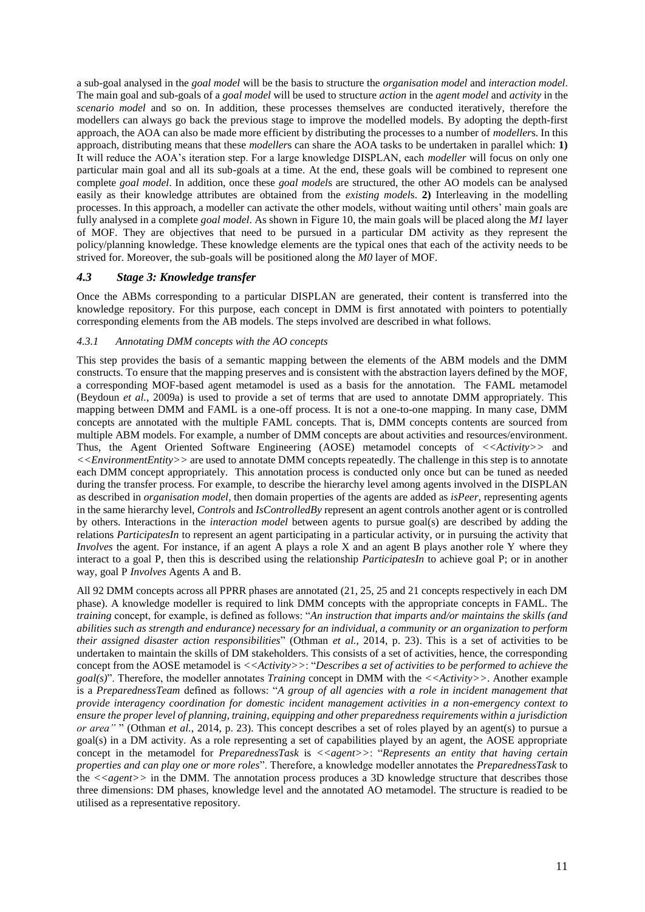a sub-goal analysed in the *goal model* will be the basis to structure the *organisation model* and *interaction model*. The main goal and sub-goals of a *goal model* will be used to structure *action* in the *agent model* and *activity* in the *scenario model* and so on. In addition, these processes themselves are conducted iteratively, therefore the modellers can always go back the previous stage to improve the modelled models. By adopting the depth-first approach, the AOA can also be made more efficient by distributing the processes to a number of *modeller*s. In this approach, distributing means that these *modeller*s can share the AOA tasks to be undertaken in parallel which: **1)** It will reduce the AOA's iteration step. For a large knowledge DISPLAN, each *modeller* will focus on only one particular main goal and all its sub-goals at a time. At the end, these goals will be combined to represent one complete *goal model*. In addition, once these *goal model*s are structured, the other AO models can be analysed easily as their knowledge attributes are obtained from the *existing model*s. **2)** Interleaving in the modelling processes. In this approach, a modeller can activate the other models, without waiting until others' main goals are fully analysed in a complete *goal model*. As shown in Figure 10, the main goals will be placed along the *M1* layer of MOF. They are objectives that need to be pursued in a particular DM activity as they represent the policy/planning knowledge. These knowledge elements are the typical ones that each of the activity needs to be strived for. Moreover, the sub-goals will be positioned along the *M0* layer of MOF.

## *4.3 Stage 3: Knowledge transfer*

Once the ABMs corresponding to a particular DISPLAN are generated, their content is transferred into the knowledge repository. For this purpose, each concept in DMM is first annotated with pointers to potentially corresponding elements from the AB models. The steps involved are described in what follows.

### *4.3.1 Annotating DMM concepts with the AO concepts*

This step provides the basis of a semantic mapping between the elements of the ABM models and the DMM constructs. To ensure that the mapping preserves and is consistent with the abstraction layers defined by the MOF, a corresponding MOF-based agent metamodel is used as a basis for the annotation. The FAML metamodel (Beydoun *et al.*, 2009a) is used to provide a set of terms that are used to annotate DMM appropriately. This mapping between DMM and FAML is a one-off process. It is not a one-to-one mapping. In many case, DMM concepts are annotated with the multiple FAML concepts. That is, DMM concepts contents are sourced from multiple ABM models. For example, a number of DMM concepts are about activities and resources/environment. Thus, the Agent Oriented Software Engineering (AOSE) metamodel concepts of *<<Activity>>* and *<<EnvironmentEntity>>* are used to annotate DMM concepts repeatedly. The challenge in this step is to annotate each DMM concept appropriately. This annotation process is conducted only once but can be tuned as needed during the transfer process. For example, to describe the hierarchy level among agents involved in the DISPLAN as described in *organisation model*, then domain properties of the agents are added as *isPeer*, representing agents in the same hierarchy level, *Controls* and *IsControlledBy* represent an agent controls another agent or is controlled by others. Interactions in the *interaction model* between agents to pursue goal(s) are described by adding the relations *ParticipatesIn* to represent an agent participating in a particular activity, or in pursuing the activity that *Involves* the agent. For instance, if an agent A plays a role X and an agent B plays another role Y where they interact to a goal P, then this is described using the relationship *ParticipatesIn* to achieve goal P; or in another way, goal P *Involves* Agents A and B.

All 92 DMM concepts across all PPRR phases are annotated (21, 25, 25 and 21 concepts respectively in each DM phase). A knowledge modeller is required to link DMM concepts with the appropriate concepts in FAML. The *training* concept, for example, is defined as follows: "*An instruction that imparts and/or maintains the skills (and abilities such as strength and endurance) necessary for an individual, a community or an organization to perform their assigned disaster action responsibilities*" (Othman *et al.*, 2014, p. 23). This is a set of activities to be undertaken to maintain the skills of DM stakeholders. This consists of a set of activities, hence, the corresponding concept from the AOSE metamodel is *<<Activity>>*: "*Describes a set of activities to be performed to achieve the goal(s)*". Therefore, the modeller annotates *Training* concept in DMM with the *<<Activity>>*. Another example is a *PreparednessTeam* defined as follows: "*A group of all agencies with a role in incident management that provide interagency coordination for domestic incident management activities in a non-emergency context to ensure the proper level of planning, training, equipping and other preparedness requirements within a jurisdiction or area"* " (Othman *et al.*, 2014, p. 23). This concept describes a set of roles played by an agent(s) to pursue a goal(s) in a DM activity. As a role representing a set of capabilities played by an agent, the AOSE appropriate concept in the metamodel for *PreparednessTask* is *<<agent>>*: "*Represents an entity that having certain properties and can play one or more roles*". Therefore, a knowledge modeller annotates the *PreparednessTask* to the *<<agent>>* in the DMM. The annotation process produces a 3D knowledge structure that describes those three dimensions: DM phases, knowledge level and the annotated AO metamodel. The structure is readied to be utilised as a representative repository.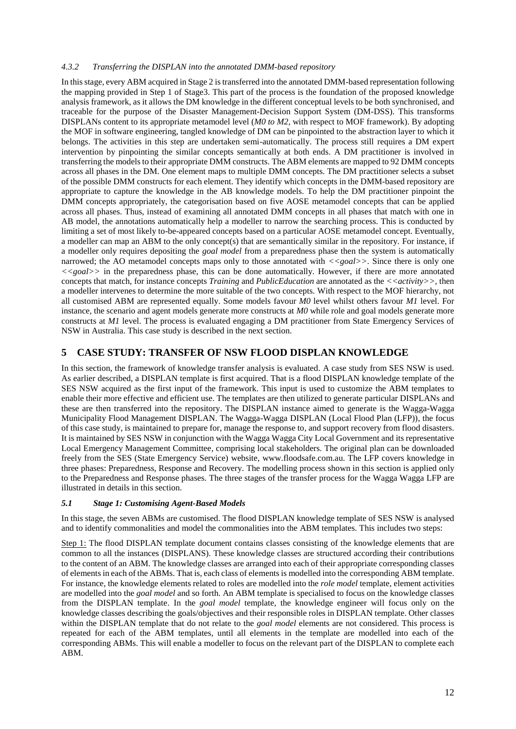#### *4.3.2 Transferring the DISPLAN into the annotated DMM-based repository*

In this stage, every ABM acquired in Stage 2 is transferred into the annotated DMM-based representation following the mapping provided in Step 1 of Stage3. This part of the process is the foundation of the proposed knowledge analysis framework, as it allows the DM knowledge in the different conceptual levels to be both synchronised, and traceable for the purpose of the Disaster Management-Decision Support System (DM-DSS). This transforms DISPLANs content to its appropriate metamodel level (*M0 to M2*, with respect to MOF framework). By adopting the MOF in software engineering, tangled knowledge of DM can be pinpointed to the abstraction layer to which it belongs. The activities in this step are undertaken semi-automatically. The process still requires a DM expert intervention by pinpointing the similar concepts semantically at both ends. A DM practitioner is involved in transferring the models to their appropriate DMM constructs. The ABM elements are mapped to 92 DMM concepts across all phases in the DM. One element maps to multiple DMM concepts. The DM practitioner selects a subset of the possible DMM constructs for each element. They identify which concepts in the DMM-based repository are appropriate to capture the knowledge in the AB knowledge models. To help the DM practitioner pinpoint the DMM concepts appropriately, the categorisation based on five AOSE metamodel concepts that can be applied across all phases. Thus, instead of examining all annotated DMM concepts in all phases that match with one in AB model, the annotations automatically help a modeller to narrow the searching process. This is conducted by limiting a set of most likely to-be-appeared concepts based on a particular AOSE metamodel concept. Eventually, a modeller can map an ABM to the only concept(s) that are semantically similar in the repository. For instance, if a modeller only requires depositing the *goal model* from a preparedness phase then the system is automatically narrowed; the AO metamodel concepts maps only to those annotated with *<<goal>>*. Since there is only one *<<goal>>* in the preparedness phase, this can be done automatically. However, if there are more annotated concepts that match, for instance concepts *Training* and *PublicEducation* are annotated as the *<<activity>>*, then a modeller intervenes to determine the more suitable of the two concepts. With respect to the MOF hierarchy, not all customised ABM are represented equally. Some models favour *M0* level whilst others favour *M1* level. For instance, the scenario and agent models generate more constructs at *M0* while role and goal models generate more constructs at *M1* level. The process is evaluated engaging a DM practitioner from State Emergency Services of NSW in Australia. This case study is described in the next section.

## 5 CASE STUDY: TRANSFER OF NSW FLOOD DISPLAN KNOWLEDGE

In this section, the framework of knowledge transfer analysis is evaluated. A case study from SES NSW is used. As earlier described, a DISPLAN template is first acquired. That is a flood DISPLAN knowledge template of the SES NSW acquired as the first input of the framework. This input is used to customize the ABM templates to enable their more effective and efficient use. The templates are then utilized to generate particular DISPLANs and these are then transferred into the repository. The DISPLAN instance aimed to generate is the Wagga-Wagga Municipality Flood Management DISPLAN. The Wagga-Wagga DISPLAN (Local Flood Plan (LFP)), the focus of this case study, is maintained to prepare for, manage the response to, and support recovery from flood disasters. It is maintained by SES NSW in conjunction with the Wagga Wagga City Local Government and its representative Local Emergency Management Committee, comprising local stakeholders. The original plan can be downloaded freely from the SES (State Emergency Service) website, www.floodsafe.com.au. The LFP covers knowledge in three phases: Preparedness, Response and Recovery. The modelling process shown in this section is applied only to the Preparedness and Response phases. The three stages of the transfer process for the Wagga Wagga LFP are illustrated in details in this section.

### *5.1 Stage 1: Customising Agent-Based Models*

In this stage, the seven ABMs are customised. The flood DISPLAN knowledge template of SES NSW is analysed and to identify commonalities and model the commonalities into the ABM templates. This includes two steps:

Step 1: The flood DISPLAN template document contains classes consisting of the knowledge elements that are common to all the instances (DISPLANS). These knowledge classes are structured according their contributions to the content of an ABM. The knowledge classes are arranged into each of their appropriate corresponding classes of elements in each of the ABMs. That is, each class of elements is modelled into the corresponding ABM template. For instance, the knowledge elements related to roles are modelled into the *role model* template, element activities are modelled into the *goal model* and so forth. An ABM template is specialised to focus on the knowledge classes from the DISPLAN template. In the *goal model* template, the knowledge engineer will focus only on the knowledge classes describing the goals/objectives and their responsible roles in DISPLAN template. Other classes within the DISPLAN template that do not relate to the *goal model* elements are not considered. This process is repeated for each of the ABM templates, until all elements in the template are modelled into each of the corresponding ABMs. This will enable a modeller to focus on the relevant part of the DISPLAN to complete each ABM.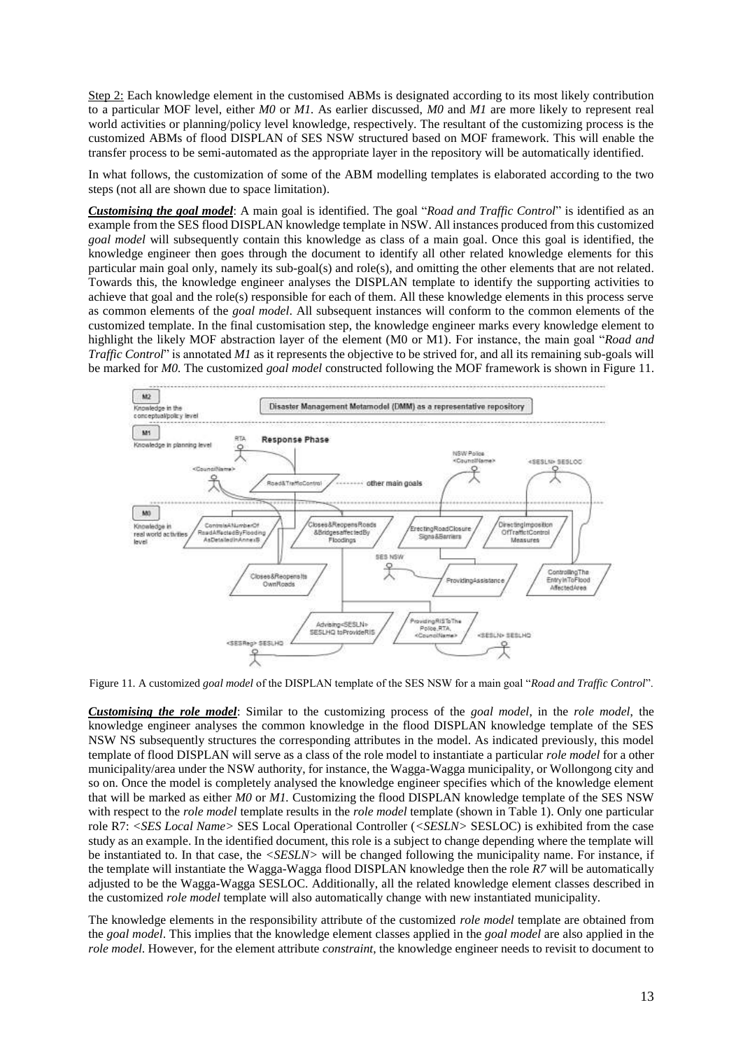Step 2: Each knowledge element in the customised ABMs is designated according to its most likely contribution to a particular MOF level, either *M0* or *M1*. As earlier discussed, *M0* and *M1* are more likely to represent real world activities or planning/policy level knowledge, respectively. The resultant of the customizing process is the customized ABMs of flood DISPLAN of SES NSW structured based on MOF framework. This will enable the transfer process to be semi-automated as the appropriate layer in the repository will be automatically identified.

In what follows, the customization of some of the ABM modelling templates is elaborated according to the two steps (not all are shown due to space limitation).

***Customising the goal model***: A main goal is identified. The goal "*Road and Traffic Control*" is identified as an example from the SES flood DISPLAN knowledge template in NSW. All instances produced from this customized *goal model* will subsequently contain this knowledge as class of a main goal. Once this goal is identified, the knowledge engineer then goes through the document to identify all other related knowledge elements for this particular main goal only, namely its sub-goal(s) and role(s), and omitting the other elements that are not related. Towards this, the knowledge engineer analyses the DISPLAN template to identify the supporting activities to achieve that goal and the role(s) responsible for each of them. All these knowledge elements in this process serve as common elements of the *goal model*. All subsequent instances will conform to the common elements of the customized template. In the final customisation step, the knowledge engineer marks every knowledge element to highlight the likely MOF abstraction layer of the element (M0 or M1). For instance, the main goal "*Road and Traffic Control*" is annotated *M1* as it represents the objective to be strived for, and all its remaining sub-goals will be marked for *M0*. The customized *goal model* constructed following the MOF framework is shown in Figure 11.

Figure 11. A customized *goal model* of the DISPLAN template of the SES NSW for a main goal "*Road and Traffic Control*".

***Customising the role model***: Similar to the customizing process of the *goal model*, in the *role model*, the knowledge engineer analyses the common knowledge in the flood DISPLAN knowledge template of the SES NSW NS subsequently structures the corresponding attributes in the model. As indicated previously, this model template of flood DISPLAN will serve as a class of the role model to instantiate a particular *role model* for a other municipality/area under the NSW authority, for instance, the Wagga-Wagga municipality, or Wollongong city and so on. Once the model is completely analysed the knowledge engineer specifies which of the knowledge element that will be marked as either *M0* or *M1.* Customizing the flood DISPLAN knowledge template of the SES NSW with respect to the *role model* template results in the *role model* template (shown in Table 1). Only one particular role R7: *<SES Local Name>* SES Local Operational Controller (*<SESLN>* SESLOC) is exhibited from the case study as an example. In the identified document, this role is a subject to change depending where the template will be instantiated to. In that case, the *<SESLN>* will be changed following the municipality name. For instance, if the template will instantiate the Wagga-Wagga flood DISPLAN knowledge then the role *R7* will be automatically adjusted to be the Wagga-Wagga SESLOC. Additionally, all the related knowledge element classes described in the customized *role model* template will also automatically change with new instantiated municipality.

The knowledge elements in the responsibility attribute of the customized *role model* template are obtained from the *goal model*. This implies that the knowledge element classes applied in the *goal model* are also applied in the *role model*. However, for the element attribute *constraint*, the knowledge engineer needs to revisit to document to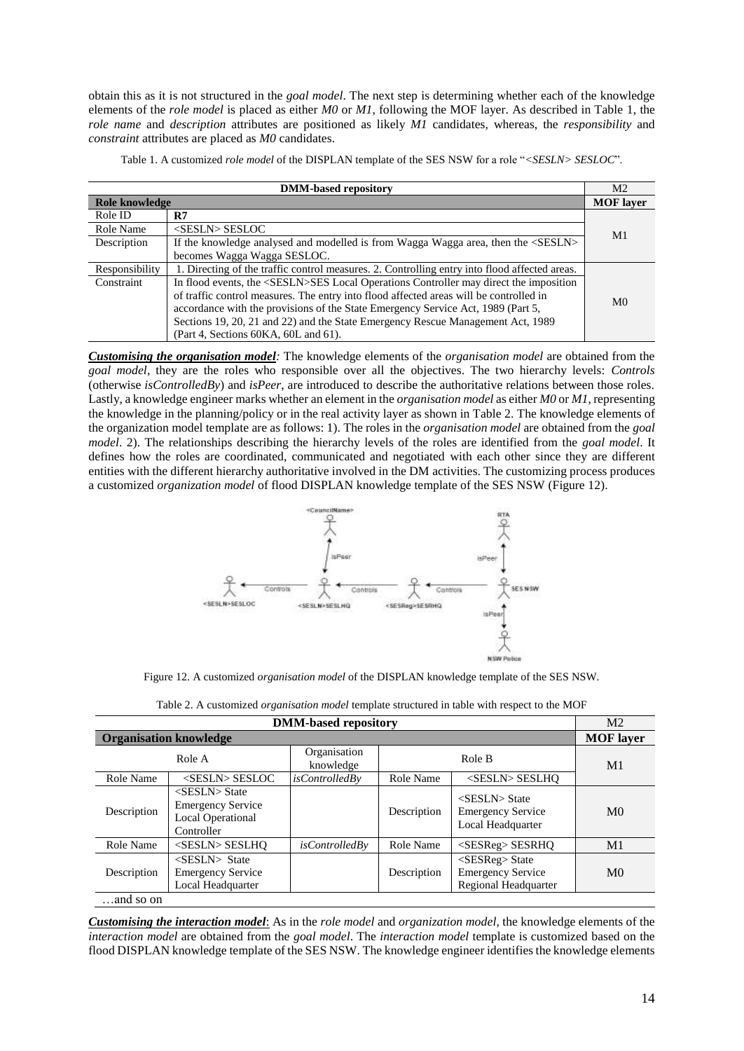obtain this as it is not structured in the *goal model*. The next step is determining whether each of the knowledge elements of the *role model* is placed as either *M0* or *M1*, following the MOF layer. As described in Table 1, the *role name* and *description* attributes are positioned as likely *M1* candidates, whereas, the *responsibility* and *constraint* attributes are placed as *M0* candidates.

Table 1. A customized *role model* of the DISPLAN template of the SES NSW for a role "*<SESLN> SESLOC*".

| DMM-based repository | | M2 |
|---|---|---|
| **Role knowledge** | | **MOF layer** |
| Role ID | **R7** | M1 |
| Role Name | <SESLN> SESLOC | |
| Description | If the knowledge analysed and modelled is from Wagga Wagga area, then the <SESLN> becomes Wagga Wagga SESLOC. | |
| Responsibility | 1. Directing of the traffic control measures. 2. Controlling entry into flood affected areas. | M0 |
| Constraint | In flood events, the <SESLN>SES Local Operations Controller may direct the imposition of traffic control measures. The entry into flood affected areas will be controlled in accordance with the provisions of the State Emergency Service Act, 1989 (Part 5, Sections 19, 20, 21 and 22) and the State Emergency Rescue Management Act, 1989 (Part 4, Sections 60KA, 60L and 61). | |

***Customising the organisation model:*** The knowledge elements of the *organisation model* are obtained from the *goal model*, they are the roles who responsible over all the objectives. The two hierarchy levels: *Controls* (otherwise *isControlledBy*) and *isPeer*, are introduced to describe the authoritative relations between those roles. Lastly, a knowledge engineer marks whether an element in the *organisation model* as either *M0* or *M1*, representing the knowledge in the planning/policy or in the real activity layer as shown in Table 2. The knowledge elements of the organization model template are as follows: 1). The roles in the *organisation model* are obtained from the *goal model*. 2). The relationships describing the hierarchy levels of the roles are identified from the *goal model*. It defines how the roles are coordinated, communicated and negotiated with each other since they are different entities with the different hierarchy authoritative involved in the DM activities. The customizing process produces a customized *organization model* of flood DISPLAN knowledge template of the SES NSW (Figure 12).

Figure 12. A customized *organisation model* of the DISPLAN knowledge template of the SES NSW.

Table 2. A customized *organisation model* template structured in table with respect to the MOF

| DMM-based repository | | | | | M2 |
|---|---|---|---|---|---|
| **Organisation knowledge** | | | | | **MOF layer** |
| Role A | | Organisation knowledge | Role B | | M1 |
| Role Name | <SESLN> SESLOC | *isControlledBy* | Role Name | <SESLN> SESLHQ | |
| Description | <SESLN> State Emergency Service Local Operational Controller | | Description | <SESLN> State Emergency Service Local Headquarter | M0 |
| Role Name | <SESLN> SESLHQ | *isControlledBy* | Role Name | <SESReg> SESRHQ | M1 |
| Description | <SESLN> State Emergency Service Local Headquarter | | Description | <SESReg> State Emergency Service Regional Headquarter | M0 |
| …and so on | | | | | |

***Customising the interaction model***: As in the *role model* and *organization model*, the knowledge elements of the *interaction model* are obtained from the *goal model*. The *interaction model* template is customized based on the flood DISPLAN knowledge template of the SES NSW. The knowledge engineer identifies the knowledge elements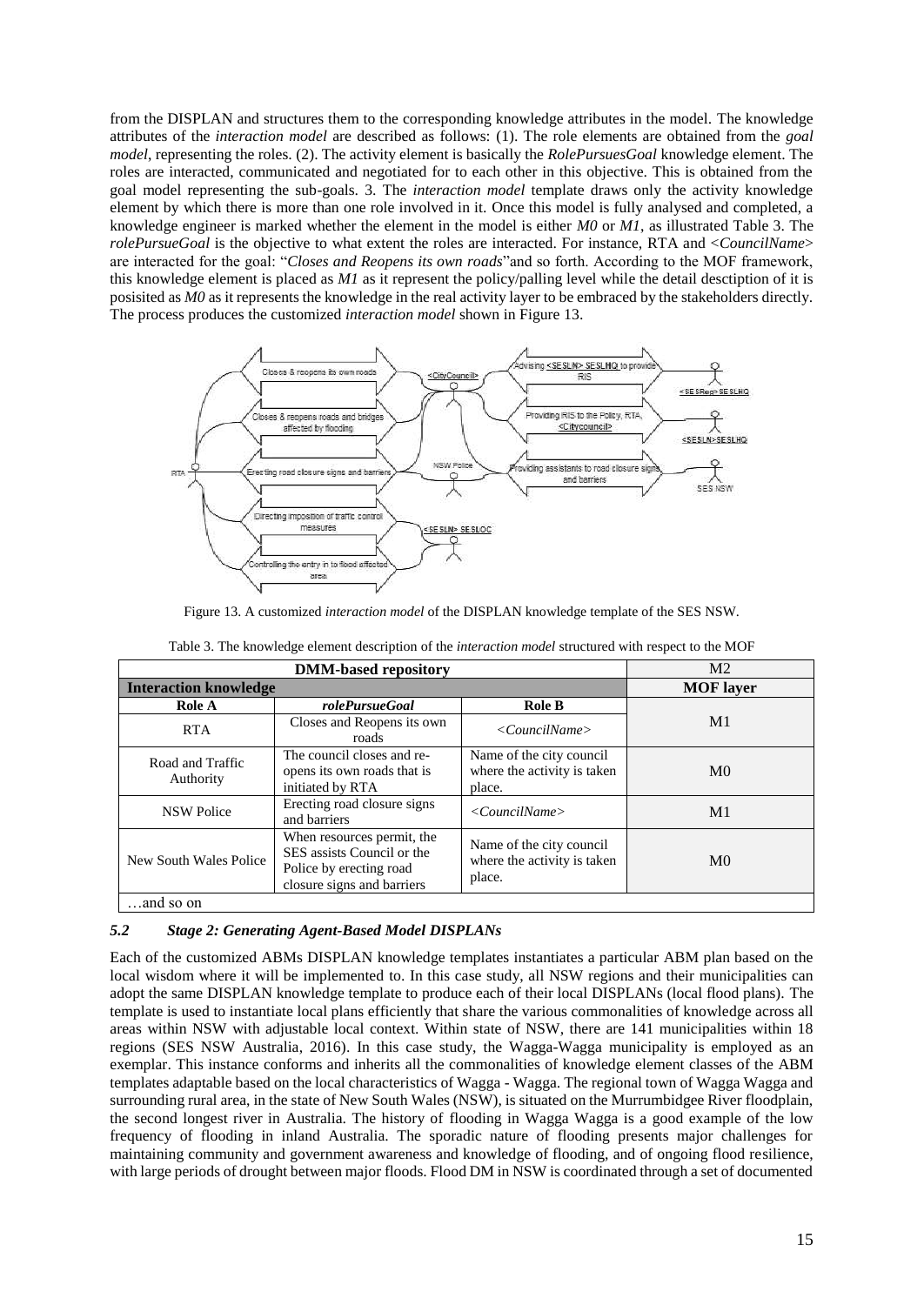from the DISPLAN and structures them to the corresponding knowledge attributes in the model. The knowledge attributes of the *interaction model* are described as follows: (1). The role elements are obtained from the *goal model*, representing the roles. (2). The activity element is basically the *RolePursuesGoal* knowledge element. The roles are interacted, communicated and negotiated for to each other in this objective. This is obtained from the goal model representing the sub-goals. 3. The *interaction model* template draws only the activity knowledge element by which there is more than one role involved in it. Once this model is fully analysed and completed, a knowledge engineer is marked whether the element in the model is either *M0* or *M1*, as illustrated Table 3. The *rolePursueGoal* is the objective to what extent the roles are interacted. For instance, RTA and <*CouncilName*> are interacted for the goal: "*Closes and Reopens its own roads*"and so forth. According to the MOF framework, this knowledge element is placed as *M1* as it represent the policy/palling level while the detail desctiption of it is posisited as *M0* as it represents the knowledge in the real activity layer to be embraced by the stakeholders directly. The process produces the customized *interaction model* shown in Figure 13.

Figure 13. A customized *interaction model* of the DISPLAN knowledge template of the SES NSW.

Table 3. The knowledge element description of the *interaction model* structured with respect to the MOF

| DMM-based repository | | | M2 |
|---|---|---|---|
| **Interaction knowledge** | | | **MOF layer** |
| **Role A** | ***rolePursueGoal*** | **Role B** | |
| RTA | Closes and Reopens its own roads | <*CouncilName*> | M1 |
| Road and Traffic Authority | The council closes and re-opens its own roads that is initiated by RTA | Name of the city council where the activity is taken place. | M0 |
| NSW Police | Erecting road closure signs and barriers | <*CouncilName*> | M1 |
| New South Wales Police | When resources permit, the SES assists Council or the Police by erecting road closure signs and barriers | Name of the city council where the activity is taken place. | M0 |
| …and so on | | | |

### *5.2 Stage 2: Generating Agent-Based Model DISPLANs*

Each of the customized ABMs DISPLAN knowledge templates instantiates a particular ABM plan based on the local wisdom where it will be implemented to. In this case study, all NSW regions and their municipalities can adopt the same DISPLAN knowledge template to produce each of their local DISPLANs (local flood plans). The template is used to instantiate local plans efficiently that share the various commonalities of knowledge across all areas within NSW with adjustable local context. Within state of NSW, there are 141 municipalities within 18 regions (SES NSW Australia, 2016). In this case study, the Wagga-Wagga municipality is employed as an exemplar. This instance conforms and inherits all the commonalities of knowledge element classes of the ABM templates adaptable based on the local characteristics of Wagga - Wagga. The regional town of Wagga Wagga and surrounding rural area, in the state of New South Wales (NSW), is situated on the Murrumbidgee River floodplain, the second longest river in Australia. The history of flooding in Wagga Wagga is a good example of the low frequency of flooding in inland Australia. The sporadic nature of flooding presents major challenges for maintaining community and government awareness and knowledge of flooding, and of ongoing flood resilience, with large periods of drought between major floods. Flood DM in NSW is coordinated through a set of documented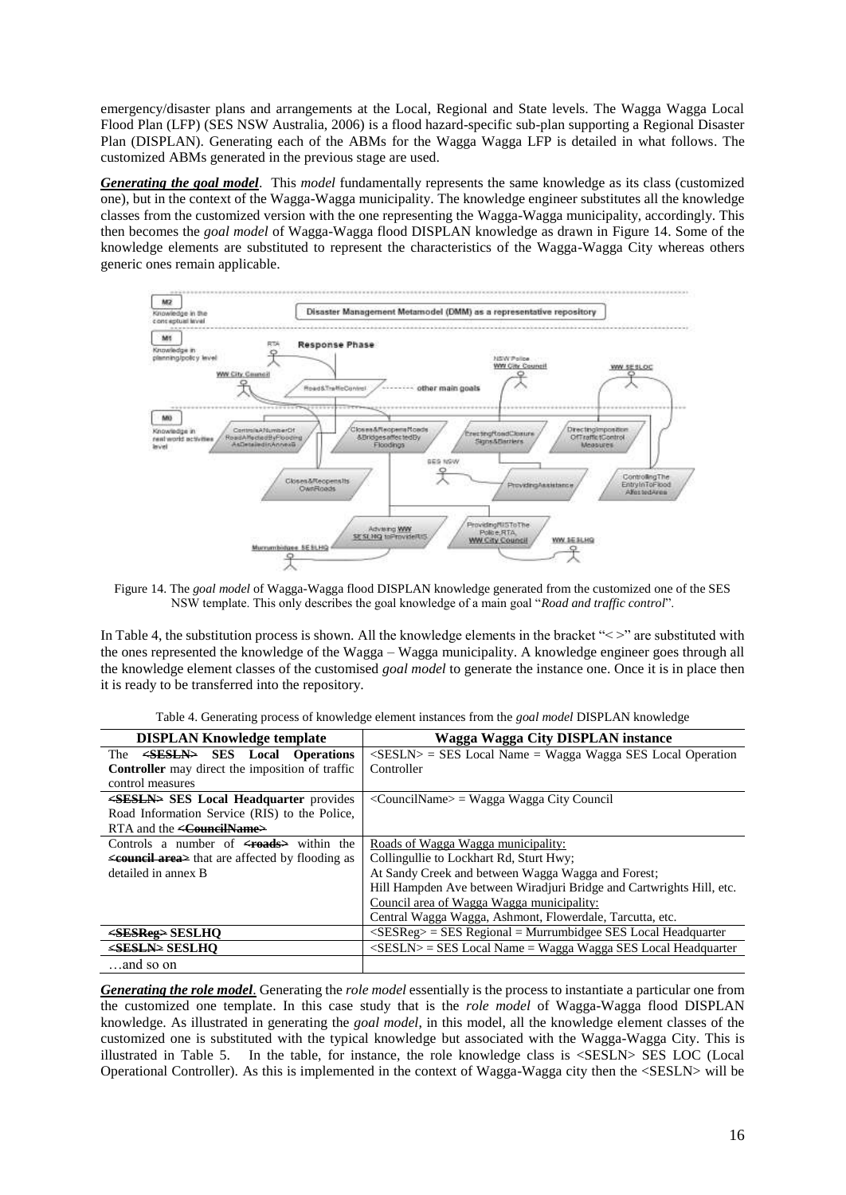emergency/disaster plans and arrangements at the Local, Regional and State levels. The Wagga Wagga Local Flood Plan (LFP) (SES NSW Australia, 2006) is a flood hazard-specific sub-plan supporting a Regional Disaster Plan (DISPLAN). Generating each of the ABMs for the Wagga Wagga LFP is detailed in what follows. The customized ABMs generated in the previous stage are used.

***Generating the goal model***. This *model* fundamentally represents the same knowledge as its class (customized one), but in the context of the Wagga-Wagga municipality. The knowledge engineer substitutes all the knowledge classes from the customized version with the one representing the Wagga-Wagga municipality, accordingly. This then becomes the *goal model* of Wagga-Wagga flood DISPLAN knowledge as drawn in Figure 14. Some of the knowledge elements are substituted to represent the characteristics of the Wagga-Wagga City whereas others generic ones remain applicable.

Figure 14. The *goal model* of Wagga-Wagga flood DISPLAN knowledge generated from the customized one of the SES NSW template. This only describes the goal knowledge of a main goal "*Road and traffic control*".

In Table 4, the substitution process is shown. All the knowledge elements in the bracket "< >" are substituted with the ones represented the knowledge of the Wagga – Wagga municipality. A knowledge engineer goes through all the knowledge element classes of the customised *goal model* to generate the instance one. Once it is in place then it is ready to be transferred into the repository.

Table 4. Generating process of knowledge element instances from the *goal model* DISPLAN knowledge

| DISPLAN Knowledge template | Wagga Wagga City DISPLAN instance |
|---|---|
| The ~~<SESLN>~~ **SES Local Operations Controller** may direct the imposition of traffic control measures | <SESLN> = SES Local Name = Wagga Wagga SES Local Operation Controller |
| **~~<SESLN>~~ SES Local Headquarter** provides Road Information Service (RIS) to the Police, RTA and the **~~<CouncilName>~~** | <CouncilName> = Wagga Wagga City Council |
| Controls a number of **~~<roads>~~** within the **~~<council area>~~** that are affected by flooding as detailed in annex B | Roads of Wagga Wagga municipality:<br>Collingullie to Lockhart Rd, Sturt Hwy;<br>At Sandy Creek and between Wagga Wagga and Forest;<br>Hill Hampden Ave between Wiradjuri Bridge and Cartwrights Hill, etc.<br>Council area of Wagga Wagga municipality:<br>Central Wagga Wagga, Ashmont, Flowerdale, Tarcutta, etc. |
| **~~<SESReg>~~ SESLHQ** | <SESReg> = SES Regional = Murrumbidgee SES Local Headquarter |
| **~~<SESLN>~~ SESLHQ** | <SESLN> = SES Local Name = Wagga Wagga SES Local Headquarter |
| …and so on | |

***Generating the role model***. Generating the *role model* essentially is the process to instantiate a particular one from the customized one template. In this case study that is the *role model* of Wagga-Wagga flood DISPLAN knowledge. As illustrated in generating the *goal model*, in this model, all the knowledge element classes of the customized one is substituted with the typical knowledge but associated with the Wagga-Wagga City. This is illustrated in Table 5. In the table, for instance, the role knowledge class is <SESLN> SES LOC (Local Operational Controller). As this is implemented in the context of Wagga-Wagga city then the <SESLN> will be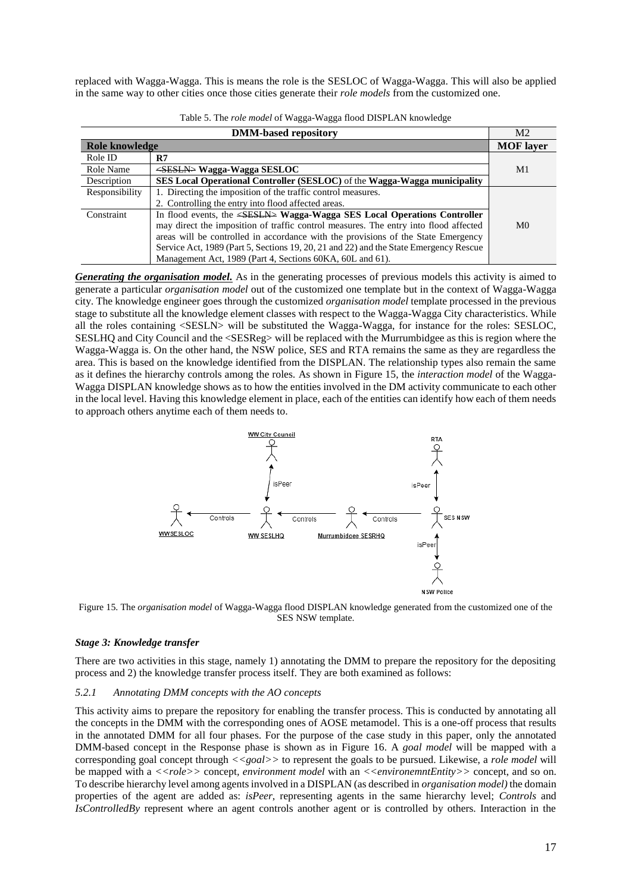replaced with Wagga-Wagga. This is means the role is the SESLOC of Wagga-Wagga. This will also be applied in the same way to other cities once those cities generate their *role models* from the customized one.

Table 5. The *role model* of Wagga-Wagga flood DISPLAN knowledge

| DMM-based repository | | M2 |
|---|---|---|
| **Role knowledge** | | **MOF layer** |
| Role ID | **R7** | M1 |
| Role Name | ~~<SESLN>~~ **Wagga-Wagga SESLOC** | |
| Description | **SES Local Operational Controller (SESLOC)** of the **Wagga-Wagga municipality** | |
| Responsibility | 1. Directing the imposition of the traffic control measures.<br>2. Controlling the entry into flood affected areas. | M0 |
| Constraint | In flood events, the ~~<SESLN>~~ **Wagga-Wagga SES Local Operations Controller** may direct the imposition of traffic control measures. The entry into flood affected areas will be controlled in accordance with the provisions of the State Emergency Service Act, 1989 (Part 5, Sections 19, 20, 21 and 22) and the State Emergency Rescue Management Act, 1989 (Part 4, Sections 60KA, 60L and 61). | |

***Generating the organisation model.*** As in the generating processes of previous models this activity is aimed to generate a particular *organisation model* out of the customized one template but in the context of Wagga-Wagga city. The knowledge engineer goes through the customized *organisation model* template processed in the previous stage to substitute all the knowledge element classes with respect to the Wagga-Wagga City characteristics. While all the roles containing <SESLN> will be substituted the Wagga-Wagga, for instance for the roles: SESLOC, SESLHQ and City Council and the <SESReg> will be replaced with the Murrumbidgee as this is region where the Wagga-Wagga is. On the other hand, the NSW police, SES and RTA remains the same as they are regardless the area. This is based on the knowledge identified from the DISPLAN. The relationship types also remain the same as it defines the hierarchy controls among the roles. As shown in Figure 15, the *interaction model* of the Wagga-Wagga DISPLAN knowledge shows as to how the entities involved in the DM activity communicate to each other in the local level. Having this knowledge element in place, each of the entities can identify how each of them needs to approach others anytime each of them needs to.

Figure 15. The *organisation model* of Wagga-Wagga flood DISPLAN knowledge generated from the customized one of the SES NSW template.

### *Stage 3: Knowledge transfer*

There are two activities in this stage, namely 1) annotating the DMM to prepare the repository for the depositing process and 2) the knowledge transfer process itself. They are both examined as follows:

#### *5.2.1 Annotating DMM concepts with the AO concepts*

This activity aims to prepare the repository for enabling the transfer process. This is conducted by annotating all the concepts in the DMM with the corresponding ones of AOSE metamodel. This is a one-off process that results in the annotated DMM for all four phases. For the purpose of the case study in this paper, only the annotated DMM-based concept in the Response phase is shown as in Figure 16. A *goal model* will be mapped with a corresponding goal concept through *<<goal>>* to represent the goals to be pursued. Likewise, a *role model* will be mapped with a *<<role>>* concept, *environment model* with an *<<environemntEntity>>* concept, and so on. To describe hierarchy level among agents involved in a DISPLAN (as described in *organisation model)* the domain properties of the agent are added as: *isPeer*, representing agents in the same hierarchy level; *Controls* and *IsControlledBy* represent where an agent controls another agent or is controlled by others. Interaction in the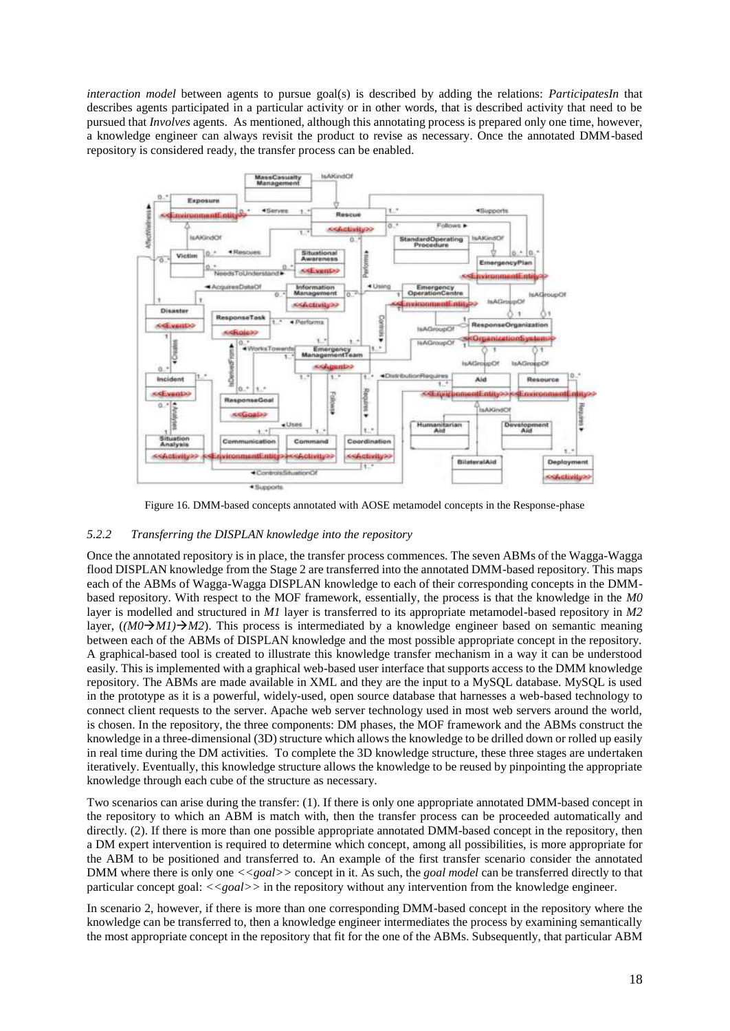*interaction model* between agents to pursue goal(s) is described by adding the relations: *ParticipatesIn* that describes agents participated in a particular activity or in other words, that is described activity that need to be pursued that *Involves* agents. As mentioned, although this annotating process is prepared only one time, however, a knowledge engineer can always revisit the product to revise as necessary. Once the annotated DMM-based repository is considered ready, the transfer process can be enabled.

Figure 16. DMM-based concepts annotated with AOSE metamodel concepts in the Response-phase

### 5.2.2 Transferring the DISPLAN knowledge into the repository

Once the annotated repository is in place, the transfer process commences. The seven ABMs of the Wagga-Wagga flood DISPLAN knowledge from the Stage 2 are transferred into the annotated DMM-based repository. This maps each of the ABMs of Wagga-Wagga DISPLAN knowledge to each of their corresponding concepts in the DMM-based repository. With respect to the MOF framework, essentially, the process is that the knowledge in the *M0* layer is modelled and structured in *M1* layer is transferred to its appropriate metamodel-based repository in *M2* layer, $((M0 \rightarrow M1) \rightarrow M2)$. This process is intermediated by a knowledge engineer based on semantic meaning between each of the ABMs of DISPLAN knowledge and the most possible appropriate concept in the repository. A graphical-based tool is created to illustrate this knowledge transfer mechanism in a way it can be understood easily. This is implemented with a graphical web-based user interface that supports access to the DMM knowledge repository. The ABMs are made available in XML and they are the input to a MySQL database. MySQL is used in the prototype as it is a powerful, widely-used, open source database that harnesses a web-based technology to connect client requests to the server. Apache web server technology used in most web servers around the world, is chosen. In the repository, the three components: DM phases, the MOF framework and the ABMs construct the knowledge in a three-dimensional (3D) structure which allows the knowledge to be drilled down or rolled up easily in real time during the DM activities. To complete the 3D knowledge structure, these three stages are undertaken iteratively. Eventually, this knowledge structure allows the knowledge to be reused by pinpointing the appropriate knowledge through each cube of the structure as necessary.

Two scenarios can arise during the transfer: (1). If there is only one appropriate annotated DMM-based concept in the repository to which an ABM is match with, then the transfer process can be proceeded automatically and directly. (2). If there is more than one possible appropriate annotated DMM-based concept in the repository, then a DM expert intervention is required to determine which concept, among all possibilities, is more appropriate for the ABM to be positioned and transferred to. An example of the first transfer scenario consider the annotated DMM where there is only one *<<goal>>* concept in it. As such, the *goal model* can be transferred directly to that particular concept goal: *<<goal>>* in the repository without any intervention from the knowledge engineer.

In scenario 2, however, if there is more than one corresponding DMM-based concept in the repository where the knowledge can be transferred to, then a knowledge engineer intermediates the process by examining semantically the most appropriate concept in the repository that fit for the one of the ABMs. Subsequently, that particular ABM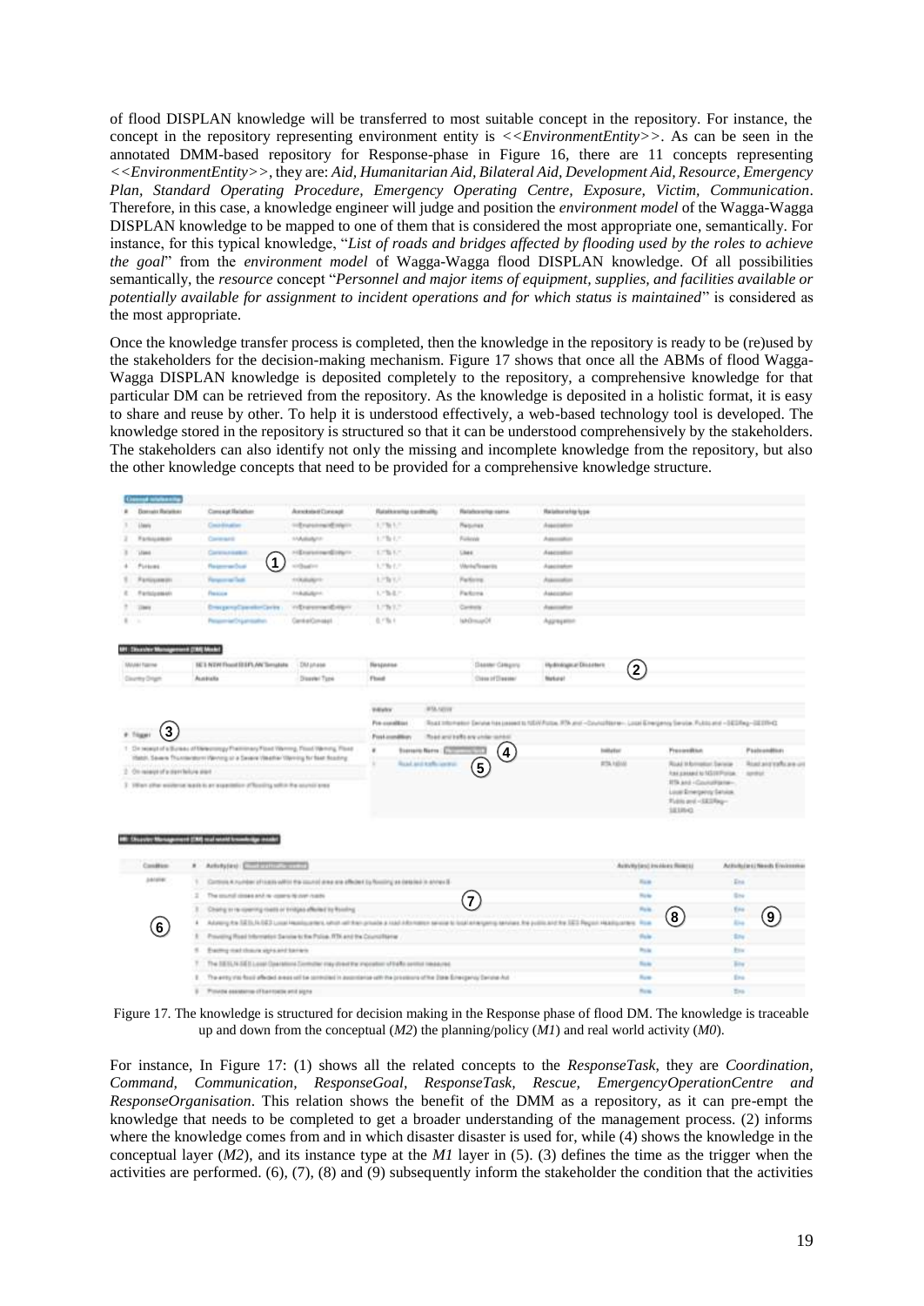of flood DISPLAN knowledge will be transferred to most suitable concept in the repository. For instance, the concept in the repository representing environment entity is *<<EnvironmentEntity>>*. As can be seen in the annotated DMM-based repository for Response-phase in Figure 16, there are 11 concepts representing *<<EnvironmentEntity>>*, they are: *Aid, Humanitarian Aid, Bilateral Aid, Development Aid, Resource, Emergency Plan, Standard Operating Procedure, Emergency Operating Centre, Exposure, Victim, Communication*. Therefore, in this case, a knowledge engineer will judge and position the *environment model* of the Wagga-Wagga DISPLAN knowledge to be mapped to one of them that is considered the most appropriate one, semantically. For instance, for this typical knowledge, "*List of roads and bridges affected by flooding used by the roles to achieve the goal*" from the *environment model* of Wagga-Wagga flood DISPLAN knowledge. Of all possibilities semantically, the *resource* concept "*Personnel and major items of equipment, supplies, and facilities available or potentially available for assignment to incident operations and for which status is maintained*" is considered as the most appropriate.

Once the knowledge transfer process is completed, then the knowledge in the repository is ready to be (re)used by the stakeholders for the decision-making mechanism. Figure 17 shows that once all the ABMs of flood Wagga-Wagga DISPLAN knowledge is deposited completely to the repository, a comprehensive knowledge for that particular DM can be retrieved from the repository. As the knowledge is deposited in a holistic format, it is easy to share and reuse by other. To help it is understood effectively, a web-based technology tool is developed. The knowledge stored in the repository is structured so that it can be understood comprehensively by the stakeholders. The stakeholders can also identify not only the missing and incomplete knowledge from the repository, but also the other knowledge concepts that need to be provided for a comprehensive knowledge structure.

Figure 17. The knowledge is structured for decision making in the Response phase of flood DM. The knowledge is traceable up and down from the conceptual (*M2*) the planning/policy (*M1*) and real world activity (*M0*).

For instance, In Figure 17: (1) shows all the related concepts to the *ResponseTask*, they are *Coordination, Command, Communication, ResponseGoal, ResponseTask, Rescue, EmergencyOperationCentre and ResponseOrganisation*. This relation shows the benefit of the DMM as a repository, as it can pre-empt the knowledge that needs to be completed to get a broader understanding of the management process. (2) informs where the knowledge comes from and in which disaster disaster is used for, while (4) shows the knowledge in the conceptual layer (*M2*), and its instance type at the *M1* layer in (5). (3) defines the time as the trigger when the activities are performed. (6), (7), (8) and (9) subsequently inform the stakeholder the condition that the activities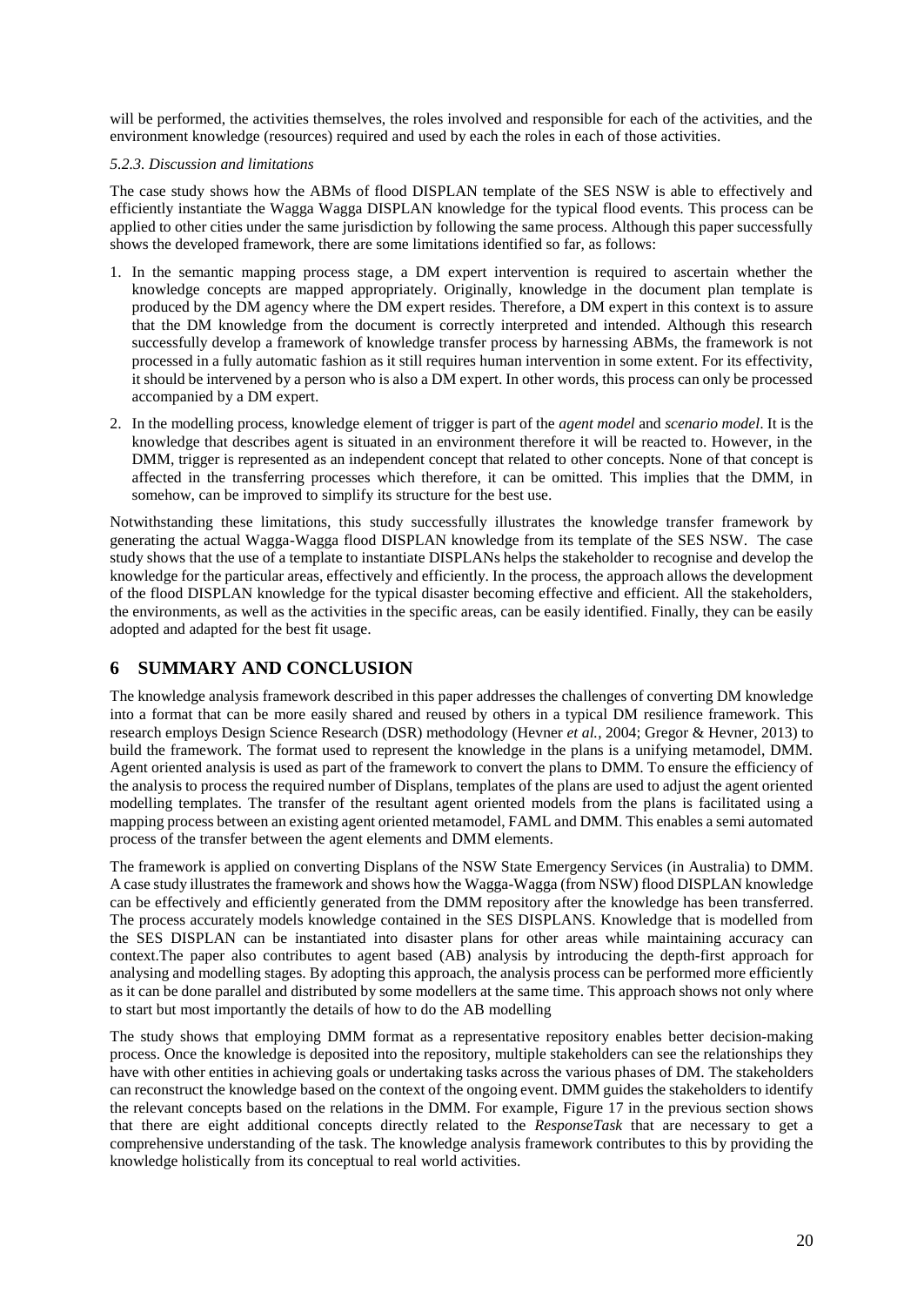will be performed, the activities themselves, the roles involved and responsible for each of the activities, and the environment knowledge (resources) required and used by each the roles in each of those activities.

*5.2.3. Discussion and limitations*

The case study shows how the ABMs of flood DISPLAN template of the SES NSW is able to effectively and efficiently instantiate the Wagga Wagga DISPLAN knowledge for the typical flood events. This process can be applied to other cities under the same jurisdiction by following the same process. Although this paper successfully shows the developed framework, there are some limitations identified so far, as follows:

1. In the semantic mapping process stage, a DM expert intervention is required to ascertain whether the knowledge concepts are mapped appropriately. Originally, knowledge in the document plan template is produced by the DM agency where the DM expert resides. Therefore, a DM expert in this context is to assure that the DM knowledge from the document is correctly interpreted and intended. Although this research successfully develop a framework of knowledge transfer process by harnessing ABMs, the framework is not processed in a fully automatic fashion as it still requires human intervention in some extent. For its effectivity, it should be intervened by a person who is also a DM expert. In other words, this process can only be processed accompanied by a DM expert.
2. In the modelling process, knowledge element of trigger is part of the *agent model* and *scenario model*. It is the knowledge that describes agent is situated in an environment therefore it will be reacted to. However, in the DMM, trigger is represented as an independent concept that related to other concepts. None of that concept is affected in the transferring processes which therefore, it can be omitted. This implies that the DMM, in somehow, can be improved to simplify its structure for the best use.

Notwithstanding these limitations, this study successfully illustrates the knowledge transfer framework by generating the actual Wagga-Wagga flood DISPLAN knowledge from its template of the SES NSW. The case study shows that the use of a template to instantiate DISPLANs helps the stakeholder to recognise and develop the knowledge for the particular areas, effectively and efficiently. In the process, the approach allows the development of the flood DISPLAN knowledge for the typical disaster becoming effective and efficient. All the stakeholders, the environments, as well as the activities in the specific areas, can be easily identified. Finally, they can be easily adopted and adapted for the best fit usage.

## 6 SUMMARY AND CONCLUSION

The knowledge analysis framework described in this paper addresses the challenges of converting DM knowledge into a format that can be more easily shared and reused by others in a typical DM resilience framework. This research employs Design Science Research (DSR) methodology (Hevner *et al.*, 2004; Gregor & Hevner, 2013) to build the framework. The format used to represent the knowledge in the plans is a unifying metamodel, DMM. Agent oriented analysis is used as part of the framework to convert the plans to DMM. To ensure the efficiency of the analysis to process the required number of Displans, templates of the plans are used to adjust the agent oriented modelling templates. The transfer of the resultant agent oriented models from the plans is facilitated using a mapping process between an existing agent oriented metamodel, FAML and DMM. This enables a semi automated process of the transfer between the agent elements and DMM elements.

The framework is applied on converting Displans of the NSW State Emergency Services (in Australia) to DMM. A case study illustrates the framework and shows how the Wagga-Wagga (from NSW) flood DISPLAN knowledge can be effectively and efficiently generated from the DMM repository after the knowledge has been transferred. The process accurately models knowledge contained in the SES DISPLANS. Knowledge that is modelled from the SES DISPLAN can be instantiated into disaster plans for other areas while maintaining accuracy can context.The paper also contributes to agent based (AB) analysis by introducing the depth-first approach for analysing and modelling stages. By adopting this approach, the analysis process can be performed more efficiently as it can be done parallel and distributed by some modellers at the same time. This approach shows not only where to start but most importantly the details of how to do the AB modelling

The study shows that employing DMM format as a representative repository enables better decision-making process. Once the knowledge is deposited into the repository, multiple stakeholders can see the relationships they have with other entities in achieving goals or undertaking tasks across the various phases of DM. The stakeholders can reconstruct the knowledge based on the context of the ongoing event. DMM guides the stakeholders to identify the relevant concepts based on the relations in the DMM. For example, Figure 17 in the previous section shows that there are eight additional concepts directly related to the *ResponseTask* that are necessary to get a comprehensive understanding of the task. The knowledge analysis framework contributes to this by providing the knowledge holistically from its conceptual to real world activities.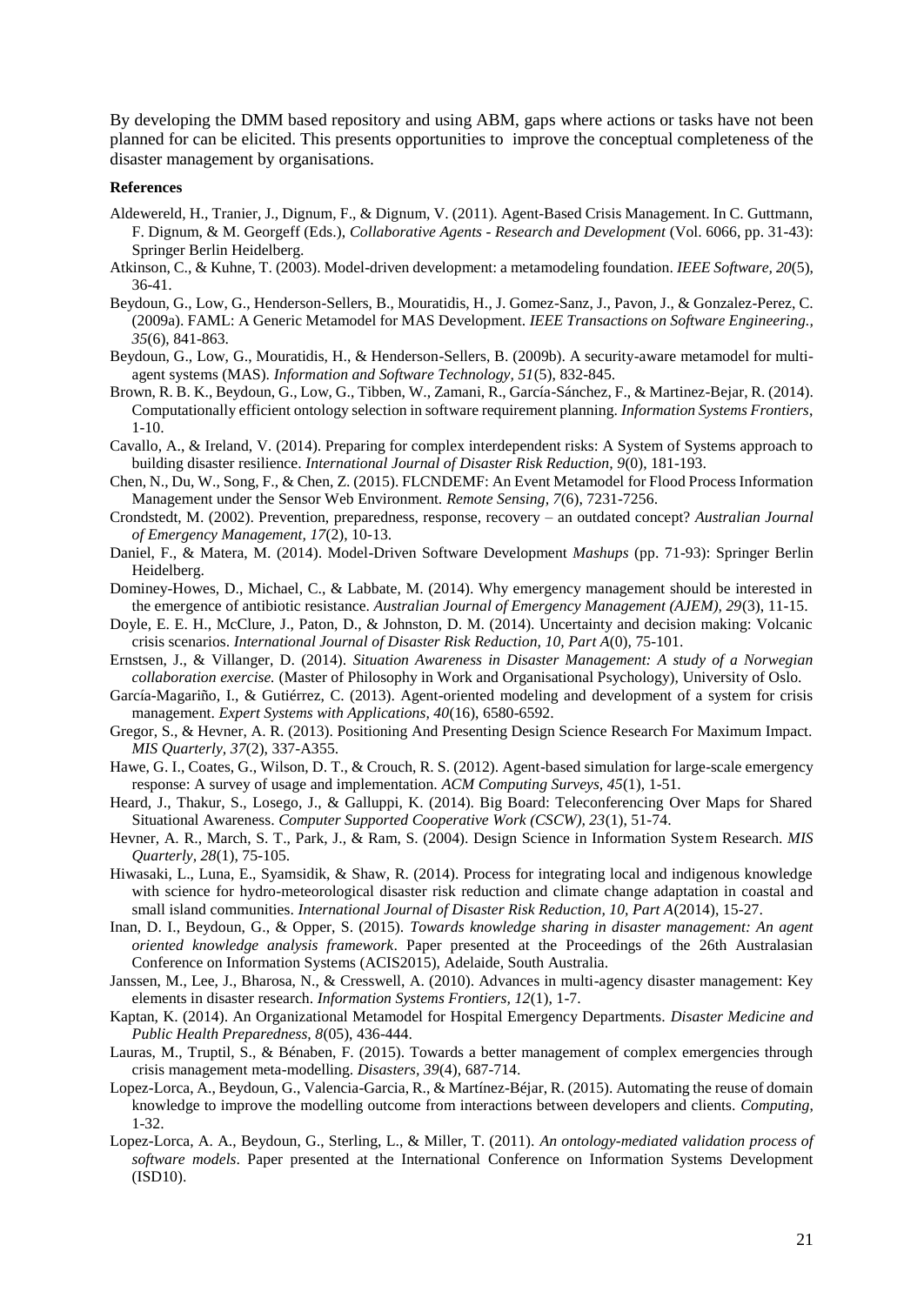By developing the DMM based repository and using ABM, gaps where actions or tasks have not been planned for can be elicited. This presents opportunities to improve the conceptual completeness of the disaster management by organisations.

**References**

Aldewereld, H., Tranier, J., Dignum, F., & Dignum, V. (2011). Agent-Based Crisis Management. In C. Guttmann, F. Dignum, & M. Georgeff (Eds.), *Collaborative Agents - Research and Development* (Vol. 6066, pp. 31-43): Springer Berlin Heidelberg.

Atkinson, C., & Kuhne, T. (2003). Model-driven development: a metamodeling foundation. *IEEE Software, 20*(5), 36-41.

Beydoun, G., Low, G., Henderson-Sellers, B., Mouratidis, H., J. Gomez-Sanz, J., Pavon, J., & Gonzalez-Perez, C. (2009a). FAML: A Generic Metamodel for MAS Development. *IEEE Transactions on Software Engineering., 35*(6), 841-863.

Beydoun, G., Low, G., Mouratidis, H., & Henderson-Sellers, B. (2009b). A security-aware metamodel for multi-agent systems (MAS). *Information and Software Technology, 51*(5), 832-845.

Brown, R. B. K., Beydoun, G., Low, G., Tibben, W., Zamani, R., García-Sánchez, F., & Martinez-Bejar, R. (2014). Computationally efficient ontology selection in software requirement planning. *Information Systems Frontiers*, 1-10.

Cavallo, A., & Ireland, V. (2014). Preparing for complex interdependent risks: A System of Systems approach to building disaster resilience. *International Journal of Disaster Risk Reduction, 9*(0), 181-193.

Chen, N., Du, W., Song, F., & Chen, Z. (2015). FLCNDEMF: An Event Metamodel for Flood Process Information Management under the Sensor Web Environment. *Remote Sensing, 7*(6), 7231-7256.

Crondstedt, M. (2002). Prevention, preparedness, response, recovery – an outdated concept? *Australian Journal of Emergency Management, 17*(2), 10-13.

Daniel, F., & Matera, M. (2014). Model-Driven Software Development *Mashups* (pp. 71-93): Springer Berlin Heidelberg.

Dominey-Howes, D., Michael, C., & Labbate, M. (2014). Why emergency management should be interested in the emergence of antibiotic resistance. *Australian Journal of Emergency Management (AJEM), 29*(3), 11-15.

Doyle, E. E. H., McClure, J., Paton, D., & Johnston, D. M. (2014). Uncertainty and decision making: Volcanic crisis scenarios. *International Journal of Disaster Risk Reduction, 10, Part A*(0), 75-101.

Ernstsen, J., & Villanger, D. (2014). *Situation Awareness in Disaster Management: A study of a Norwegian collaboration exercise.* (Master of Philosophy in Work and Organisational Psychology), University of Oslo.

García-Magariño, I., & Gutiérrez, C. (2013). Agent-oriented modeling and development of a system for crisis management. *Expert Systems with Applications, 40*(16), 6580-6592.

Gregor, S., & Hevner, A. R. (2013). Positioning And Presenting Design Science Research For Maximum Impact. *MIS Quarterly, 37*(2), 337-A355.

Hawe, G. I., Coates, G., Wilson, D. T., & Crouch, R. S. (2012). Agent-based simulation for large-scale emergency response: A survey of usage and implementation. *ACM Computing Surveys, 45*(1), 1-51.

Heard, J., Thakur, S., Losego, J., & Galluppi, K. (2014). Big Board: Teleconferencing Over Maps for Shared Situational Awareness. *Computer Supported Cooperative Work (CSCW), 23*(1), 51-74.

Hevner, A. R., March, S. T., Park, J., & Ram, S. (2004). Design Science in Information System Research. *MIS Quarterly, 28*(1), 75-105.

Hiwasaki, L., Luna, E., Syamsidik, & Shaw, R. (2014). Process for integrating local and indigenous knowledge with science for hydro-meteorological disaster risk reduction and climate change adaptation in coastal and small island communities. *International Journal of Disaster Risk Reduction, 10, Part A*(2014), 15-27.

Inan, D. I., Beydoun, G., & Opper, S. (2015). *Towards knowledge sharing in disaster management: An agent oriented knowledge analysis framework*. Paper presented at the Proceedings of the 26th Australasian Conference on Information Systems (ACIS2015), Adelaide, South Australia.

Janssen, M., Lee, J., Bharosa, N., & Cresswell, A. (2010). Advances in multi-agency disaster management: Key elements in disaster research. *Information Systems Frontiers, 12*(1), 1-7.

Kaptan, K. (2014). An Organizational Metamodel for Hospital Emergency Departments. *Disaster Medicine and Public Health Preparedness, 8*(05), 436-444.

Lauras, M., Truptil, S., & Bénaben, F. (2015). Towards a better management of complex emergencies through crisis management meta-modelling. *Disasters, 39*(4), 687-714.

Lopez-Lorca, A., Beydoun, G., Valencia-Garcia, R., & Martínez-Béjar, R. (2015). Automating the reuse of domain knowledge to improve the modelling outcome from interactions between developers and clients. *Computing*, 1-32.

Lopez-Lorca, A. A., Beydoun, G., Sterling, L., & Miller, T. (2011). *An ontology-mediated validation process of software models*. Paper presented at the International Conference on Information Systems Development (ISD10).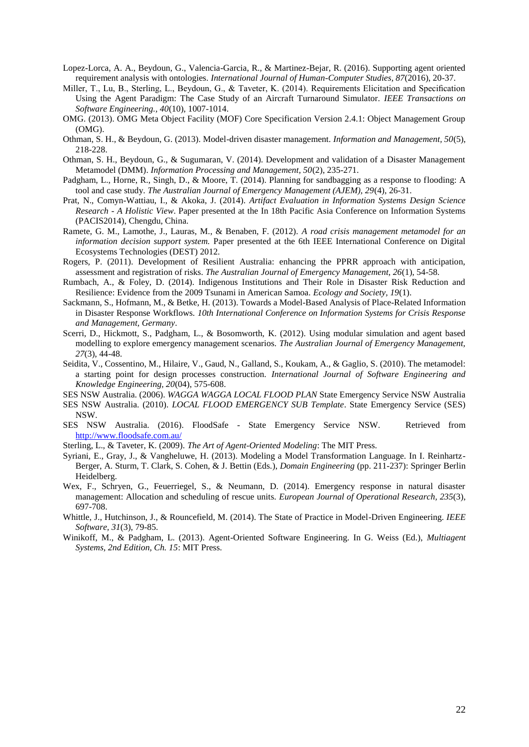Lopez-Lorca, A. A., Beydoun, G., Valencia-Garcia, R., & Martinez-Bejar, R. (2016). Supporting agent oriented requirement analysis with ontologies. *International Journal of Human-Computer Studies, 87*(2016), 20-37.

Miller, T., Lu, B., Sterling, L., Beydoun, G., & Taveter, K. (2014). Requirements Elicitation and Specification Using the Agent Paradigm: The Case Study of an Aircraft Turnaround Simulator. *IEEE Transactions on Software Engineering., 40*(10), 1007-1014.

OMG. (2013). OMG Meta Object Facility (MOF) Core Specification Version 2.4.1: Object Management Group (OMG).

Othman, S. H., & Beydoun, G. (2013). Model-driven disaster management. *Information and Management, 50*(5), 218-228.

Othman, S. H., Beydoun, G., & Sugumaran, V. (2014). Development and validation of a Disaster Management Metamodel (DMM). *Information Processing and Management, 50*(2), 235-271.

Padgham, L., Horne, R., Singh, D., & Moore, T. (2014). Planning for sandbagging as a response to flooding: A tool and case study. *The Australian Journal of Emergency Management (AJEM), 29*(4), 26-31.

Prat, N., Comyn-Wattiau, I., & Akoka, J. (2014). *Artifact Evaluation in Information Systems Design Science Research - A Holistic View*. Paper presented at the In 18th Pacific Asia Conference on Information Systems (PACIS2014), Chengdu, China.

Ramete, G. M., Lamothe, J., Lauras, M., & Benaben, F. (2012). *A road crisis management metamodel for an information decision support system.* Paper presented at the 6th IEEE International Conference on Digital Ecosystems Technologies (DEST) 2012.

Rogers, P. (2011). Development of Resilient Australia: enhancing the PPRR approach with anticipation, assessment and registration of risks. *The Australian Journal of Emergency Management, 26*(1), 54-58.

Rumbach, A., & Foley, D. (2014). Indigenous Institutions and Their Role in Disaster Risk Reduction and Resilience: Evidence from the 2009 Tsunami in American Samoa. *Ecology and Society, 19*(1).

Sackmann, S., Hofmann, M., & Betke, H. (2013). Towards a Model-Based Analysis of Place-Related Information in Disaster Response Workflows. *10th International Conference on Information Systems for Crisis Response and Management, Germany*.

Scerri, D., Hickmott, S., Padgham, L., & Bosomworth, K. (2012). Using modular simulation and agent based modelling to explore emergency management scenarios. *The Australian Journal of Emergency Management, 27*(3), 44-48.

Seidita, V., Cossentino, M., Hilaire, V., Gaud, N., Galland, S., Koukam, A., & Gaglio, S. (2010). The metamodel: a starting point for design processes construction. *International Journal of Software Engineering and Knowledge Engineering, 20*(04), 575-608.

SES NSW Australia. (2006). *WAGGA WAGGA LOCAL FLOOD PLAN* State Emergency Service NSW Australia

SES NSW Australia. (2010). *LOCAL FLOOD EMERGENCY SUB Template*. State Emergency Service (SES) NSW.

SES NSW Australia. (2016). FloodSafe - State Emergency Service NSW. Retrieved from http://www.floodsafe.com.au/

Sterling, L., & Taveter, K. (2009). *The Art of Agent-Oriented Modeling*: The MIT Press.

Syriani, E., Gray, J., & Vangheluwe, H. (2013). Modeling a Model Transformation Language. In I. Reinhartz-Berger, A. Sturm, T. Clark, S. Cohen, & J. Bettin (Eds.), *Domain Engineering* (pp. 211-237): Springer Berlin Heidelberg.

Wex, F., Schryen, G., Feuerriegel, S., & Neumann, D. (2014). Emergency response in natural disaster management: Allocation and scheduling of rescue units. *European Journal of Operational Research, 235*(3), 697-708.

Whittle, J., Hutchinson, J., & Rouncefield, M. (2014). The State of Practice in Model-Driven Engineering. *IEEE Software, 31*(3), 79-85.

Winikoff, M., & Padgham, L. (2013). Agent-Oriented Software Engineering. In G. Weiss (Ed.), *Multiagent Systems, 2nd Edition, Ch. 15*: MIT Press.